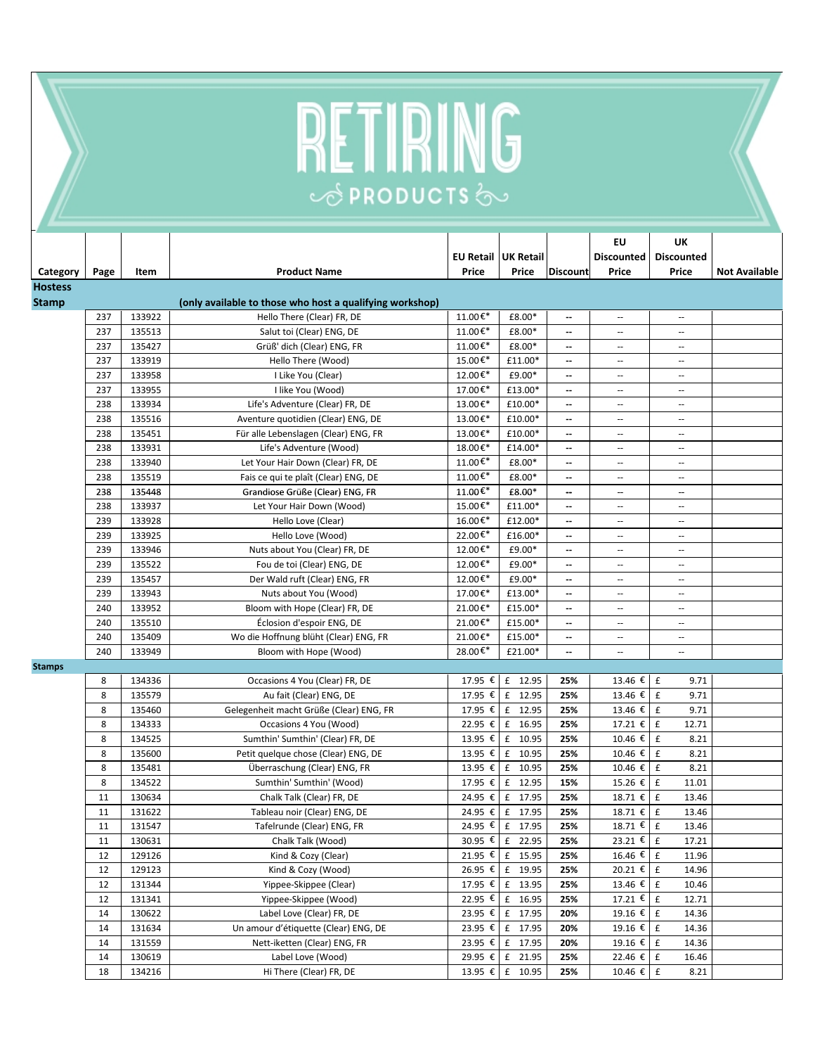# RETIRING PRODUCTS

| Category | Page | Item | Product Name | EU Retail Price | UK Retail Price | Discount | EU Discounted Price | UK Discounted Price | Not Available |
|---|---|---|---|---|---|---|---|---|---|
| **Hostess Stamp** | | | **(only available to those who host a qualifying workshop)** | | | | | | |
| | 237 | 133922 | Hello There (Clear) FR, DE | 11.00€* | £8.00* | -- | -- | -- | |
| | 237 | 135513 | Salut toi (Clear) ENG, DE | 11.00€* | £8.00* | -- | -- | -- | |
| | 237 | 135427 | Grüß' dich (Clear) ENG, FR | 11.00€* | £8.00* | -- | -- | -- | |
| | 237 | 133919 | Hello There (Wood) | 15.00€* | £11.00* | -- | -- | -- | |
| | 237 | 133958 | I Like You (Clear) | 12.00€* | £9.00* | -- | -- | -- | |
| | 237 | 133955 | I like You (Wood) | 17.00€* | £13.00* | -- | -- | -- | |
| | 238 | 133934 | Life's Adventure (Clear) FR, DE | 13.00€* | £10.00* | -- | -- | -- | |
| | 238 | 135516 | Aventure quotidien (Clear) ENG, DE | 13.00€* | £10.00* | -- | -- | -- | |
| | 238 | 135451 | Für alle Lebenslagen (Clear) ENG, FR | 13.00€* | £10.00* | -- | -- | -- | |
| | 238 | 133931 | Life's Adventure (Wood) | 18.00€* | £14.00* | -- | -- | -- | |
| | 238 | 133940 | Let Your Hair Down (Clear) FR, DE | 11.00€* | £8.00* | -- | -- | -- | |
| | 238 | 135519 | Fais ce qui te plaît (Clear) ENG, DE | 11.00€* | £8.00* | -- | -- | -- | |
| | 238 | 135448 | Grandiose Grüße (Clear) ENG, FR | 11.00€* | £8.00* | -- | -- | -- | |
| | 238 | 133937 | Let Your Hair Down (Wood) | 15.00€* | £11.00* | -- | -- | -- | |
| | 239 | 133928 | Hello Love (Clear) | 16.00€* | £12.00* | -- | -- | -- | |
| | 239 | 133925 | Hello Love (Wood) | 22.00€* | £16.00* | -- | -- | -- | |
| | 239 | 133946 | Nuts about You (Clear) FR, DE | 12.00€* | £9.00* | -- | -- | -- | |
| | 239 | 135522 | Fou de toi (Clear) ENG, DE | 12.00€* | £9.00* | -- | -- | -- | |
| | 239 | 135457 | Der Wald ruft (Clear) ENG, FR | 12.00€* | £9.00* | -- | -- | -- | |
| | 239 | 133943 | Nuts about You (Wood) | 17.00€* | £13.00* | -- | -- | -- | |
| | 240 | 133952 | Bloom with Hope (Clear) FR, DE | 21.00€* | £15.00* | -- | -- | -- | |
| | 240 | 135510 | Éclosion d'espoir ENG, DE | 21.00€* | £15.00* | -- | -- | -- | |
| | 240 | 135409 | Wo die Hoffnung blüht (Clear) ENG, FR | 21.00€* | £15.00* | -- | -- | -- | |
| | 240 | 133949 | Bloom with Hope (Wood) | 28.00€* | £21.00* | -- | -- | -- | |
| **Stamps** | | | | | | | | | |
| | 8 | 134336 | Occasions 4 You (Clear) FR, DE | 17.95 € | £ 12.95 | 25% | 13.46 € | £ 9.71 | |
| | 8 | 135579 | Au fait (Clear) ENG, DE | 17.95 € | £ 12.95 | 25% | 13.46 € | £ 9.71 | |
| | 8 | 135460 | Gelegenheit macht Grüße (Clear) ENG, FR | 17.95 € | £ 12.95 | 25% | 13.46 € | £ 9.71 | |
| | 8 | 134333 | Occasions 4 You (Wood) | 22.95 € | £ 16.95 | 25% | 17.21 € | £ 12.71 | |
| | 8 | 134525 | Sumthin' Sumthin' (Clear) FR, DE | 13.95 € | £ 10.95 | 25% | 10.46 € | £ 8.21 | |
| | 8 | 135600 | Petit quelque chose (Clear) ENG, DE | 13.95 € | £ 10.95 | 25% | 10.46 € | £ 8.21 | |
| | 8 | 135481 | Überraschung (Clear) ENG, FR | 13.95 € | £ 10.95 | 25% | 10.46 € | £ 8.21 | |
| | 8 | 134522 | Sumthin' Sumthin' (Wood) | 17.95 € | £ 12.95 | 15% | 15.26 € | £ 11.01 | |
| | 11 | 130634 | Chalk Talk (Clear) FR, DE | 24.95 € | £ 17.95 | 25% | 18.71 € | £ 13.46 | |
| | 11 | 131622 | Tableau noir (Clear) ENG, DE | 24.95 € | £ 17.95 | 25% | 18.71 € | £ 13.46 | |
| | 11 | 131547 | Tafelrunde (Clear) ENG, FR | 24.95 € | £ 17.95 | 25% | 18.71 € | £ 13.46 | |
| | 11 | 130631 | Chalk Talk (Wood) | 30.95 € | £ 22.95 | 25% | 23.21 € | £ 17.21 | |
| | 12 | 129126 | Kind & Cozy (Clear) | 21.95 € | £ 15.95 | 25% | 16.46 € | £ 11.96 | |
| | 12 | 129123 | Kind & Cozy (Wood) | 26.95 € | £ 19.95 | 25% | 20.21 € | £ 14.96 | |
| | 12 | 131344 | Yippee-Skippee (Clear) | 17.95 € | £ 13.95 | 25% | 13.46 € | £ 10.46 | |
| | 12 | 131341 | Yippee-Skippee (Wood) | 22.95 € | £ 16.95 | 25% | 17.21 € | £ 12.71 | |
| | 14 | 130622 | Label Love (Clear) FR, DE | 23.95 € | £ 17.95 | 20% | 19.16 € | £ 14.36 | |
| | 14 | 131634 | Un amour d'étiquette (Clear) ENG, DE | 23.95 € | £ 17.95 | 20% | 19.16 € | £ 14.36 | |
| | 14 | 131559 | Nett-iketten (Clear) ENG, FR | 23.95 € | £ 17.95 | 20% | 19.16 € | £ 14.36 | |
| | 14 | 130619 | Label Love (Wood) | 29.95 € | £ 21.95 | 25% | 22.46 € | £ 16.46 | |
| | 18 | 134216 | Hi There (Clear) FR, DE | 13.95 € | £ 10.95 | 25% | 10.46 € | £ 8.21 | |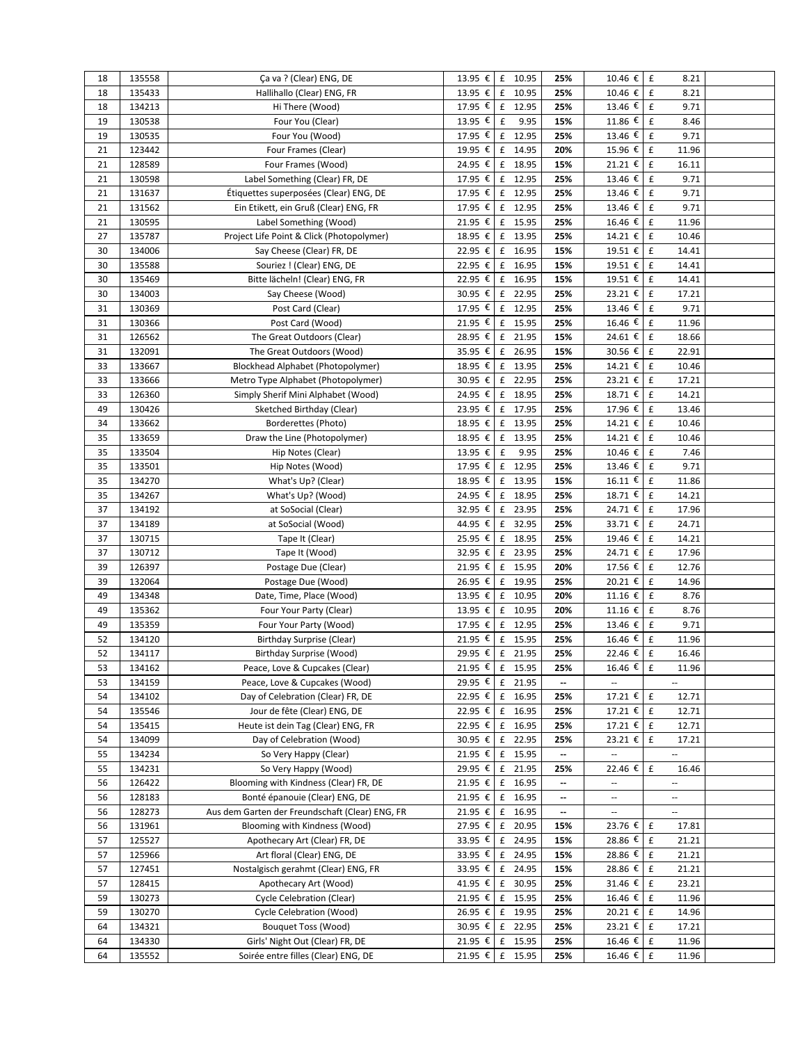| | | | | | | | | |
|---|---|---|---|---|---|---|---|---|
| 18 | 135558 | Ça va ? (Clear) ENG, DE | 13.95 € | £ 10.95 | 25% | 10.46 € | £ 8.21 | |
| 18 | 135433 | Hallihallo (Clear) ENG, FR | 13.95 € | £ 10.95 | 25% | 10.46 € | £ 8.21 | |
| 18 | 134213 | Hi There (Wood) | 17.95 € | £ 12.95 | 25% | 13.46 € | £ 9.71 | |
| 19 | 130538 | Four You (Clear) | 13.95 € | £ 9.95 | 15% | 11.86 € | £ 8.46 | |
| 19 | 130535 | Four You (Wood) | 17.95 € | £ 12.95 | 25% | 13.46 € | £ 9.71 | |
| 21 | 123442 | Four Frames (Clear) | 19.95 € | £ 14.95 | 20% | 15.96 € | £ 11.96 | |
| 21 | 128589 | Four Frames (Wood) | 24.95 € | £ 18.95 | 15% | 21.21 € | £ 16.11 | |
| 21 | 130598 | Label Something (Clear) FR, DE | 17.95 € | £ 12.95 | 25% | 13.46 € | £ 9.71 | |
| 21 | 131637 | Étiquettes superposées (Clear) ENG, DE | 17.95 € | £ 12.95 | 25% | 13.46 € | £ 9.71 | |
| 21 | 131562 | Ein Etikett, ein Gruß (Clear) ENG, FR | 17.95 € | £ 12.95 | 25% | 13.46 € | £ 9.71 | |
| 21 | 130595 | Label Something (Wood) | 21.95 € | £ 15.95 | 25% | 16.46 € | £ 11.96 | |
| 27 | 135787 | Project Life Point & Click (Photopolymer) | 18.95 € | £ 13.95 | 25% | 14.21 € | £ 10.46 | |
| 30 | 134006 | Say Cheese (Clear) FR, DE | 22.95 € | £ 16.95 | 15% | 19.51 € | £ 14.41 | |
| 30 | 135588 | Souriez ! (Clear) ENG, DE | 22.95 € | £ 16.95 | 15% | 19.51 € | £ 14.41 | |
| 30 | 135469 | Bitte lächeln! (Clear) ENG, FR | 22.95 € | £ 16.95 | 15% | 19.51 € | £ 14.41 | |
| 30 | 134003 | Say Cheese (Wood) | 30.95 € | £ 22.95 | 25% | 23.21 € | £ 17.21 | |
| 31 | 130369 | Post Card (Clear) | 17.95 € | £ 12.95 | 25% | 13.46 € | £ 9.71 | |
| 31 | 130366 | Post Card (Wood) | 21.95 € | £ 15.95 | 25% | 16.46 € | £ 11.96 | |
| 31 | 126562 | The Great Outdoors (Clear) | 28.95 € | £ 21.95 | 15% | 24.61 € | £ 18.66 | |
| 31 | 132091 | The Great Outdoors (Wood) | 35.95 € | £ 26.95 | 15% | 30.56 € | £ 22.91 | |
| 33 | 133667 | Blockhead Alphabet (Photopolymer) | 18.95 € | £ 13.95 | 25% | 14.21 € | £ 10.46 | |
| 33 | 133666 | Metro Type Alphabet (Photopolymer) | 30.95 € | £ 22.95 | 25% | 23.21 € | £ 17.21 | |
| 33 | 126360 | Simply Sherif Mini Alphabet (Wood) | 24.95 € | £ 18.95 | 25% | 18.71 € | £ 14.21 | |
| 49 | 130426 | Sketched Birthday (Clear) | 23.95 € | £ 17.95 | 25% | 17.96 € | £ 13.46 | |
| 34 | 133662 | Borderettes (Photo) | 18.95 € | £ 13.95 | 25% | 14.21 € | £ 10.46 | |
| 35 | 133659 | Draw the Line (Photopolymer) | 18.95 € | £ 13.95 | 25% | 14.21 € | £ 10.46 | |
| 35 | 133504 | Hip Notes (Clear) | 13.95 € | £ 9.95 | 25% | 10.46 € | £ 7.46 | |
| 35 | 133501 | Hip Notes (Wood) | 17.95 € | £ 12.95 | 25% | 13.46 € | £ 9.71 | |
| 35 | 134270 | What's Up? (Clear) | 18.95 € | £ 13.95 | 15% | 16.11 € | £ 11.86 | |
| 35 | 134267 | What's Up? (Wood) | 24.95 € | £ 18.95 | 25% | 18.71 € | £ 14.21 | |
| 37 | 134192 | at SoSocial (Clear) | 32.95 € | £ 23.95 | 25% | 24.71 € | £ 17.96 | |
| 37 | 134189 | at SoSocial (Wood) | 44.95 € | £ 32.95 | 25% | 33.71 € | £ 24.71 | |
| 37 | 130715 | Tape It (Clear) | 25.95 € | £ 18.95 | 25% | 19.46 € | £ 14.21 | |
| 37 | 130712 | Tape It (Wood) | 32.95 € | £ 23.95 | 25% | 24.71 € | £ 17.96 | |
| 39 | 126397 | Postage Due (Clear) | 21.95 € | £ 15.95 | 20% | 17.56 € | £ 12.76 | |
| 39 | 132064 | Postage Due (Wood) | 26.95 € | £ 19.95 | 25% | 20.21 € | £ 14.96 | |
| 49 | 134348 | Date, Time, Place (Wood) | 13.95 € | £ 10.95 | 20% | 11.16 € | £ 8.76 | |
| 49 | 135362 | Four Your Party (Clear) | 13.95 € | £ 10.95 | 20% | 11.16 € | £ 8.76 | |
| 49 | 135359 | Four Your Party (Wood) | 17.95 € | £ 12.95 | 25% | 13.46 € | £ 9.71 | |
| 52 | 134120 | Birthday Surprise (Clear) | 21.95 € | £ 15.95 | 25% | 16.46 € | £ 11.96 | |
| 52 | 134117 | Birthday Surprise (Wood) | 29.95 € | £ 21.95 | 25% | 22.46 € | £ 16.46 | |
| 53 | 134162 | Peace, Love & Cupcakes (Clear) | 21.95 € | £ 15.95 | 25% | 16.46 € | £ 11.96 | |
| 53 | 134159 | Peace, Love & Cupcakes (Wood) | 29.95 € | £ 21.95 | -- | -- | -- | |
| 54 | 134102 | Day of Celebration (Clear) FR, DE | 22.95 € | £ 16.95 | 25% | 17.21 € | £ 12.71 | |
| 54 | 135546 | Jour de fête (Clear) ENG, DE | 22.95 € | £ 16.95 | 25% | 17.21 € | £ 12.71 | |
| 54 | 135415 | Heute ist dein Tag (Clear) ENG, FR | 22.95 € | £ 16.95 | 25% | 17.21 € | £ 12.71 | |
| 54 | 134099 | Day of Celebration (Wood) | 30.95 € | £ 22.95 | 25% | 23.21 € | £ 17.21 | |
| 55 | 134234 | So Very Happy (Clear) | 21.95 € | £ 15.95 | -- | -- | -- | |
| 55 | 134231 | So Very Happy (Wood) | 29.95 € | £ 21.95 | 25% | 22.46 € | £ 16.46 | |
| 56 | 126422 | Blooming with Kindness (Clear) FR, DE | 21.95 € | £ 16.95 | -- | -- | -- | |
| 56 | 128183 | Bonté épanouie (Clear) ENG, DE | 21.95 € | £ 16.95 | -- | -- | -- | |
| 56 | 128273 | Aus dem Garten der Freundschaft (Clear) ENG, FR | 21.95 € | £ 16.95 | -- | -- | -- | |
| 56 | 131961 | Blooming with Kindness (Wood) | 27.95 € | £ 20.95 | 15% | 23.76 € | £ 17.81 | |
| 57 | 125527 | Apothecary Art (Clear) FR, DE | 33.95 € | £ 24.95 | 15% | 28.86 € | £ 21.21 | |
| 57 | 125966 | Art floral (Clear) ENG, DE | 33.95 € | £ 24.95 | 15% | 28.86 € | £ 21.21 | |
| 57 | 127451 | Nostalgisch gerahmt (Clear) ENG, FR | 33.95 € | £ 24.95 | 15% | 28.86 € | £ 21.21 | |
| 57 | 128415 | Apothecary Art (Wood) | 41.95 € | £ 30.95 | 25% | 31.46 € | £ 23.21 | |
| 59 | 130273 | Cycle Celebration (Clear) | 21.95 € | £ 15.95 | 25% | 16.46 € | £ 11.96 | |
| 59 | 130270 | Cycle Celebration (Wood) | 26.95 € | £ 19.95 | 25% | 20.21 € | £ 14.96 | |
| 64 | 134321 | Bouquet Toss (Wood) | 30.95 € | £ 22.95 | 25% | 23.21 € | £ 17.21 | |
| 64 | 134330 | Girls' Night Out (Clear) FR, DE | 21.95 € | £ 15.95 | 25% | 16.46 € | £ 11.96 | |
| 64 | 135552 | Soirée entre filles (Clear) ENG, DE | 21.95 € | £ 15.95 | 25% | 16.46 € | £ 11.96 | |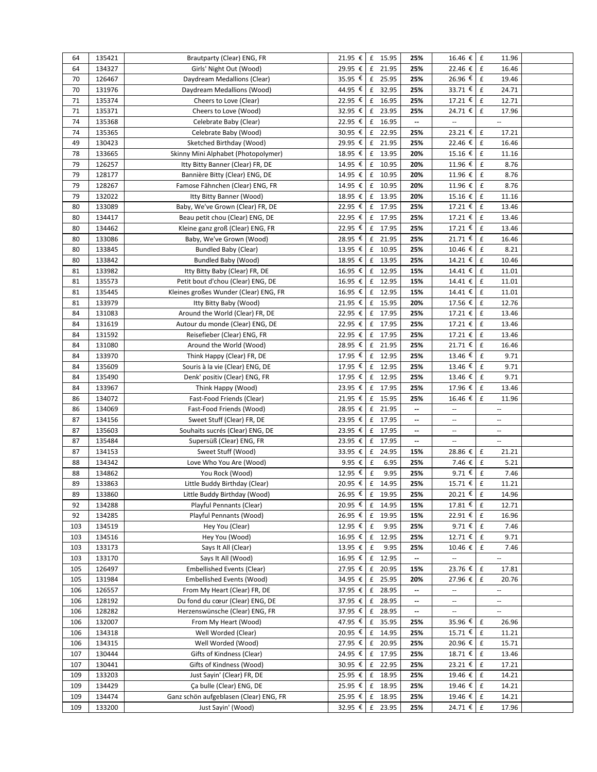| | | | | | | | |
|---|---|---|---|---|---|---|---|
| 64 | 135421 | Brautparty (Clear) ENG, FR | 21.95 € | £ 15.95 | 25% | 16.46 € | £ 11.96 |
| 64 | 134327 | Girls' Night Out (Wood) | 29.95 € | £ 21.95 | 25% | 22.46 € | £ 16.46 |
| 70 | 126467 | Daydream Medallions (Clear) | 35.95 € | £ 25.95 | 25% | 26.96 € | £ 19.46 |
| 70 | 131976 | Daydream Medallions (Wood) | 44.95 € | £ 32.95 | 25% | 33.71 € | £ 24.71 |
| 71 | 135374 | Cheers to Love (Clear) | 22.95 € | £ 16.95 | 25% | 17.21 € | £ 12.71 |
| 71 | 135371 | Cheers to Love (Wood) | 32.95 € | £ 23.95 | 25% | 24.71 € | £ 17.96 |
| 74 | 135368 | Celebrate Baby (Clear) | 22.95 € | £ 16.95 | -- | -- | -- |
| 74 | 135365 | Celebrate Baby (Wood) | 30.95 € | £ 22.95 | 25% | 23.21 € | £ 17.21 |
| 49 | 130423 | Sketched Birthday (Wood) | 29.95 € | £ 21.95 | 25% | 22.46 € | £ 16.46 |
| 78 | 133665 | Skinny Mini Alphabet (Photopolymer) | 18.95 € | £ 13.95 | 20% | 15.16 € | £ 11.16 |
| 79 | 126257 | Itty Bitty Banner (Clear) FR, DE | 14.95 € | £ 10.95 | 20% | 11.96 € | £ 8.76 |
| 79 | 128177 | Bannière Bitty (Clear) ENG, DE | 14.95 € | £ 10.95 | 20% | 11.96 € | £ 8.76 |
| 79 | 128267 | Famose Fähnchen (Clear) ENG, FR | 14.95 € | £ 10.95 | 20% | 11.96 € | £ 8.76 |
| 79 | 132022 | Itty Bitty Banner (Wood) | 18.95 € | £ 13.95 | 20% | 15.16 € | £ 11.16 |
| 80 | 133089 | Baby, We've Grown (Clear) FR, DE | 22.95 € | £ 17.95 | 25% | 17.21 € | £ 13.46 |
| 80 | 134417 | Beau petit chou (Clear) ENG, DE | 22.95 € | £ 17.95 | 25% | 17.21 € | £ 13.46 |
| 80 | 134462 | Kleine ganz groß (Clear) ENG, FR | 22.95 € | £ 17.95 | 25% | 17.21 € | £ 13.46 |
| 80 | 133086 | Baby, We've Grown (Wood) | 28.95 € | £ 21.95 | 25% | 21.71 € | £ 16.46 |
| 80 | 133845 | Bundled Baby (Clear) | 13.95 € | £ 10.95 | 25% | 10.46 € | £ 8.21 |
| 80 | 133842 | Bundled Baby (Wood) | 18.95 € | £ 13.95 | 25% | 14.21 € | £ 10.46 |
| 81 | 133982 | Itty Bitty Baby (Clear) FR, DE | 16.95 € | £ 12.95 | 15% | 14.41 € | £ 11.01 |
| 81 | 135573 | Petit bout d'chou (Clear) ENG, DE | 16.95 € | £ 12.95 | 15% | 14.41 € | £ 11.01 |
| 81 | 135445 | Kleines großes Wunder (Clear) ENG, FR | 16.95 € | £ 12.95 | 15% | 14.41 € | £ 11.01 |
| 81 | 133979 | Itty Bitty Baby (Wood) | 21.95 € | £ 15.95 | 20% | 17.56 € | £ 12.76 |
| 84 | 131083 | Around the World (Clear) FR, DE | 22.95 € | £ 17.95 | 25% | 17.21 € | £ 13.46 |
| 84 | 131619 | Autour du monde (Clear) ENG, DE | 22.95 € | £ 17.95 | 25% | 17.21 € | £ 13.46 |
| 84 | 131592 | Reisefieber (Clear) ENG, FR | 22.95 € | £ 17.95 | 25% | 17.21 € | £ 13.46 |
| 84 | 131080 | Around the World (Wood) | 28.95 € | £ 21.95 | 25% | 21.71 € | £ 16.46 |
| 84 | 133970 | Think Happy (Clear) FR, DE | 17.95 € | £ 12.95 | 25% | 13.46 € | £ 9.71 |
| 84 | 135609 | Souris à la vie (Clear) ENG, DE | 17.95 € | £ 12.95 | 25% | 13.46 € | £ 9.71 |
| 84 | 135490 | Denk' positiv (Clear) ENG, FR | 17.95 € | £ 12.95 | 25% | 13.46 € | £ 9.71 |
| 84 | 133967 | Think Happy (Wood) | 23.95 € | £ 17.95 | 25% | 17.96 € | £ 13.46 |
| 86 | 134072 | Fast-Food Friends (Clear) | 21.95 € | £ 15.95 | 25% | 16.46 € | £ 11.96 |
| 86 | 134069 | Fast-Food Friends (Wood) | 28.95 € | £ 21.95 | -- | -- | -- |
| 87 | 134156 | Sweet Stuff (Clear) FR, DE | 23.95 € | £ 17.95 | -- | -- | -- |
| 87 | 135603 | Souhaits sucrés (Clear) ENG, DE | 23.95 € | £ 17.95 | -- | -- | -- |
| 87 | 135484 | Supersüß (Clear) ENG, FR | 23.95 € | £ 17.95 | -- | -- | -- |
| 87 | 134153 | Sweet Stuff (Wood) | 33.95 € | £ 24.95 | 15% | 28.86 € | £ 21.21 |
| 88 | 134342 | Love Who You Are (Wood) | 9.95 € | £ 6.95 | 25% | 7.46 € | £ 5.21 |
| 88 | 134862 | You Rock (Wood) | 12.95 € | £ 9.95 | 25% | 9.71 € | £ 7.46 |
| 89 | 133863 | Little Buddy Birthday (Clear) | 20.95 € | £ 14.95 | 25% | 15.71 € | £ 11.21 |
| 89 | 133860 | Little Buddy Birthday (Wood) | 26.95 € | £ 19.95 | 25% | 20.21 € | £ 14.96 |
| 92 | 134288 | Playful Pennants (Clear) | 20.95 € | £ 14.95 | 15% | 17.81 € | £ 12.71 |
| 92 | 134285 | Playful Pennants (Wood) | 26.95 € | £ 19.95 | 15% | 22.91 € | £ 16.96 |
| 103 | 134519 | Hey You (Clear) | 12.95 € | £ 9.95 | 25% | 9.71 € | £ 7.46 |
| 103 | 134516 | Hey You (Wood) | 16.95 € | £ 12.95 | 25% | 12.71 € | £ 9.71 |
| 103 | 133173 | Says It All (Clear) | 13.95 € | £ 9.95 | 25% | 10.46 € | £ 7.46 |
| 103 | 133170 | Says It All (Wood) | 16.95 € | £ 12.95 | -- | -- | -- |
| 105 | 126497 | Embellished Events (Clear) | 27.95 € | £ 20.95 | 15% | 23.76 € | £ 17.81 |
| 105 | 131984 | Embellished Events (Wood) | 34.95 € | £ 25.95 | 20% | 27.96 € | £ 20.76 |
| 106 | 126557 | From My Heart (Clear) FR, DE | 37.95 € | £ 28.95 | -- | -- | -- |
| 106 | 128192 | Du fond du cœur (Clear) ENG, DE | 37.95 € | £ 28.95 | -- | -- | -- |
| 106 | 128282 | Herzenswünsche (Clear) ENG, FR | 37.95 € | £ 28.95 | -- | -- | -- |
| 106 | 132007 | From My Heart (Wood) | 47.95 € | £ 35.95 | 25% | 35.96 € | £ 26.96 |
| 106 | 134318 | Well Worded (Clear) | 20.95 € | £ 14.95 | 25% | 15.71 € | £ 11.21 |
| 106 | 134315 | Well Worded (Wood) | 27.95 € | £ 20.95 | 25% | 20.96 € | £ 15.71 |
| 107 | 130444 | Gifts of Kindness (Clear) | 24.95 € | £ 17.95 | 25% | 18.71 € | £ 13.46 |
| 107 | 130441 | Gifts of Kindness (Wood) | 30.95 € | £ 22.95 | 25% | 23.21 € | £ 17.21 |
| 109 | 133203 | Just Sayin' (Clear) FR, DE | 25.95 € | £ 18.95 | 25% | 19.46 € | £ 14.21 |
| 109 | 134429 | Ça bulle (Clear) ENG, DE | 25.95 € | £ 18.95 | 25% | 19.46 € | £ 14.21 |
| 109 | 134474 | Ganz schön aufgeblasen (Clear) ENG, FR | 25.95 € | £ 18.95 | 25% | 19.46 € | £ 14.21 |
| 109 | 133200 | Just Sayin' (Wood) | 32.95 € | £ 23.95 | 25% | 24.71 € | £ 17.96 |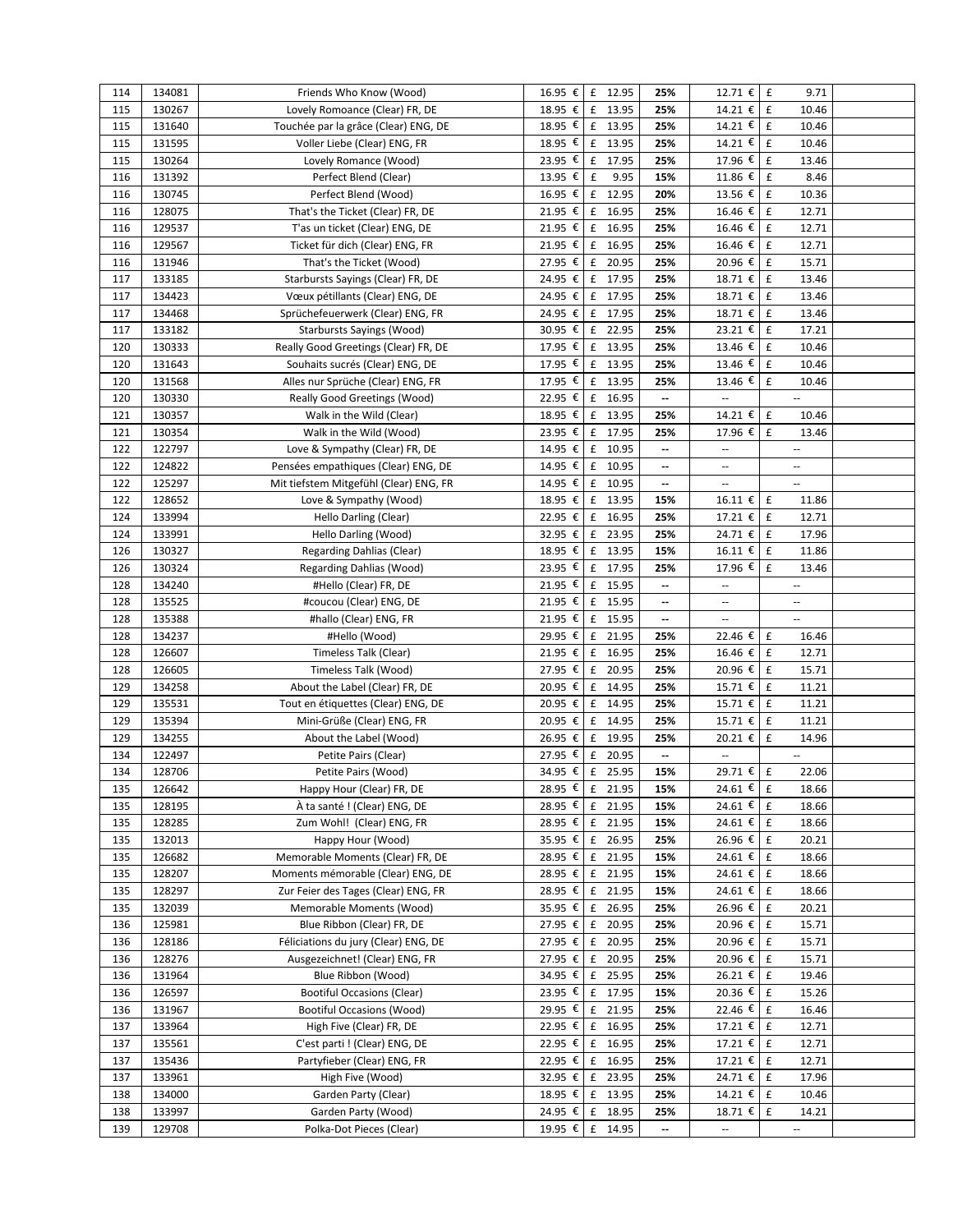| 114 | 134081 | Friends Who Know (Wood) | 16.95 € | £ 12.95 | 25% | 12.71 € | £ 9.71 | |
|---|---|---|---|---|---|---|---|---|
| 115 | 130267 | Lovely Romoance (Clear) FR, DE | 18.95 € | £ 13.95 | 25% | 14.21 € | £ 10.46 | |
| 115 | 131640 | Touchée par la grâce (Clear) ENG, DE | 18.95 € | £ 13.95 | 25% | 14.21 € | £ 10.46 | |
| 115 | 131595 | Voller Liebe (Clear) ENG, FR | 18.95 € | £ 13.95 | 25% | 14.21 € | £ 10.46 | |
| 115 | 130264 | Lovely Romance (Wood) | 23.95 € | £ 17.95 | 25% | 17.96 € | £ 13.46 | |
| 116 | 131392 | Perfect Blend (Clear) | 13.95 € | £ 9.95 | 15% | 11.86 € | £ 8.46 | |
| 116 | 130745 | Perfect Blend (Wood) | 16.95 € | £ 12.95 | 20% | 13.56 € | £ 10.36 | |
| 116 | 128075 | That's the Ticket (Clear) FR, DE | 21.95 € | £ 16.95 | 25% | 16.46 € | £ 12.71 | |
| 116 | 129537 | T'as un ticket (Clear) ENG, DE | 21.95 € | £ 16.95 | 25% | 16.46 € | £ 12.71 | |
| 116 | 129567 | Ticket für dich (Clear) ENG, FR | 21.95 € | £ 16.95 | 25% | 16.46 € | £ 12.71 | |
| 116 | 131946 | That's the Ticket (Wood) | 27.95 € | £ 20.95 | 25% | 20.96 € | £ 15.71 | |
| 117 | 133185 | Starbursts Sayings (Clear) FR, DE | 24.95 € | £ 17.95 | 25% | 18.71 € | £ 13.46 | |
| 117 | 134423 | Vœux pétillants (Clear) ENG, DE | 24.95 € | £ 17.95 | 25% | 18.71 € | £ 13.46 | |
| 117 | 134468 | Sprüchefeuerwerk (Clear) ENG, FR | 24.95 € | £ 17.95 | 25% | 18.71 € | £ 13.46 | |
| 117 | 133182 | Starbursts Sayings (Wood) | 30.95 € | £ 22.95 | 25% | 23.21 € | £ 17.21 | |
| 120 | 130333 | Really Good Greetings (Clear) FR, DE | 17.95 € | £ 13.95 | 25% | 13.46 € | £ 10.46 | |
| 120 | 131643 | Souhaits sucrés (Clear) ENG, DE | 17.95 € | £ 13.95 | 25% | 13.46 € | £ 10.46 | |
| 120 | 131568 | Alles nur Sprüche (Clear) ENG, FR | 17.95 € | £ 13.95 | 25% | 13.46 € | £ 10.46 | |
| 120 | 130330 | Really Good Greetings (Wood) | 22.95 € | £ 16.95 | -- | -- | -- | |
| 121 | 130357 | Walk in the Wild (Clear) | 18.95 € | £ 13.95 | 25% | 14.21 € | £ 10.46 | |
| 121 | 130354 | Walk in the Wild (Wood) | 23.95 € | £ 17.95 | 25% | 17.96 € | £ 13.46 | |
| 122 | 122797 | Love & Sympathy (Clear) FR, DE | 14.95 € | £ 10.95 | -- | -- | -- | |
| 122 | 124822 | Pensées empathiques (Clear) ENG, DE | 14.95 € | £ 10.95 | -- | -- | -- | |
| 122 | 125297 | Mit tiefstem Mitgefühl (Clear) ENG, FR | 14.95 € | £ 10.95 | -- | -- | -- | |
| 122 | 128652 | Love & Sympathy (Wood) | 18.95 € | £ 13.95 | 15% | 16.11 € | £ 11.86 | |
| 124 | 133994 | Hello Darling (Clear) | 22.95 € | £ 16.95 | 25% | 17.21 € | £ 12.71 | |
| 124 | 133991 | Hello Darling (Wood) | 32.95 € | £ 23.95 | 25% | 24.71 € | £ 17.96 | |
| 126 | 130327 | Regarding Dahlias (Clear) | 18.95 € | £ 13.95 | 15% | 16.11 € | £ 11.86 | |
| 126 | 130324 | Regarding Dahlias (Wood) | 23.95 € | £ 17.95 | 25% | 17.96 € | £ 13.46 | |
| 128 | 134240 | #Hello (Clear) FR, DE | 21.95 € | £ 15.95 | -- | -- | -- | |
| 128 | 135525 | #coucou (Clear) ENG, DE | 21.95 € | £ 15.95 | -- | -- | -- | |
| 128 | 135388 | #hallo (Clear) ENG, FR | 21.95 € | £ 15.95 | -- | -- | -- | |
| 128 | 134237 | #Hello (Wood) | 29.95 € | £ 21.95 | 25% | 22.46 € | £ 16.46 | |
| 128 | 126607 | Timeless Talk (Clear) | 21.95 € | £ 16.95 | 25% | 16.46 € | £ 12.71 | |
| 128 | 126605 | Timeless Talk (Wood) | 27.95 € | £ 20.95 | 25% | 20.96 € | £ 15.71 | |
| 129 | 134258 | About the Label (Clear) FR, DE | 20.95 € | £ 14.95 | 25% | 15.71 € | £ 11.21 | |
| 129 | 135531 | Tout en étiquettes (Clear) ENG, DE | 20.95 € | £ 14.95 | 25% | 15.71 € | £ 11.21 | |
| 129 | 135394 | Mini-Grüße (Clear) ENG, FR | 20.95 € | £ 14.95 | 25% | 15.71 € | £ 11.21 | |
| 129 | 134255 | About the Label (Wood) | 26.95 € | £ 19.95 | 25% | 20.21 € | £ 14.96 | |
| 134 | 122497 | Petite Pairs (Clear) | 27.95 € | £ 20.95 | -- | -- | -- | |
| 134 | 128706 | Petite Pairs (Wood) | 34.95 € | £ 25.95 | 15% | 29.71 € | £ 22.06 | |
| 135 | 126642 | Happy Hour (Clear) FR, DE | 28.95 € | £ 21.95 | 15% | 24.61 € | £ 18.66 | |
| 135 | 128195 | À ta santé ! (Clear) ENG, DE | 28.95 € | £ 21.95 | 15% | 24.61 € | £ 18.66 | |
| 135 | 128285 | Zum Wohl! (Clear) ENG, FR | 28.95 € | £ 21.95 | 15% | 24.61 € | £ 18.66 | |
| 135 | 132013 | Happy Hour (Wood) | 35.95 € | £ 26.95 | 25% | 26.96 € | £ 20.21 | |
| 135 | 126682 | Memorable Moments (Clear) FR, DE | 28.95 € | £ 21.95 | 15% | 24.61 € | £ 18.66 | |
| 135 | 128207 | Moments mémorable (Clear) ENG, DE | 28.95 € | £ 21.95 | 15% | 24.61 € | £ 18.66 | |
| 135 | 128297 | Zur Feier des Tages (Clear) ENG, FR | 28.95 € | £ 21.95 | 15% | 24.61 € | £ 18.66 | |
| 135 | 132039 | Memorable Moments (Wood) | 35.95 € | £ 26.95 | 25% | 26.96 € | £ 20.21 | |
| 136 | 125981 | Blue Ribbon (Clear) FR, DE | 27.95 € | £ 20.95 | 25% | 20.96 € | £ 15.71 | |
| 136 | 128186 | Féliciations du jury (Clear) ENG, DE | 27.95 € | £ 20.95 | 25% | 20.96 € | £ 15.71 | |
| 136 | 128276 | Ausgezeichnet! (Clear) ENG, FR | 27.95 € | £ 20.95 | 25% | 20.96 € | £ 15.71 | |
| 136 | 131964 | Blue Ribbon (Wood) | 34.95 € | £ 25.95 | 25% | 26.21 € | £ 19.46 | |
| 136 | 126597 | Bootiful Occasions (Clear) | 23.95 € | £ 17.95 | 15% | 20.36 € | £ 15.26 | |
| 136 | 131967 | Bootiful Occasions (Wood) | 29.95 € | £ 21.95 | 25% | 22.46 € | £ 16.46 | |
| 137 | 133964 | High Five (Clear) FR, DE | 22.95 € | £ 16.95 | 25% | 17.21 € | £ 12.71 | |
| 137 | 135561 | C'est parti ! (Clear) ENG, DE | 22.95 € | £ 16.95 | 25% | 17.21 € | £ 12.71 | |
| 137 | 135436 | Partyfieber (Clear) ENG, FR | 22.95 € | £ 16.95 | 25% | 17.21 € | £ 12.71 | |
| 137 | 133961 | High Five (Wood) | 32.95 € | £ 23.95 | 25% | 24.71 € | £ 17.96 | |
| 138 | 134000 | Garden Party (Clear) | 18.95 € | £ 13.95 | 25% | 14.21 € | £ 10.46 | |
| 138 | 133997 | Garden Party (Wood) | 24.95 € | £ 18.95 | 25% | 18.71 € | £ 14.21 | |
| 139 | 129708 | Polka-Dot Pieces (Clear) | 19.95 € | £ 14.95 | -- | -- | -- | |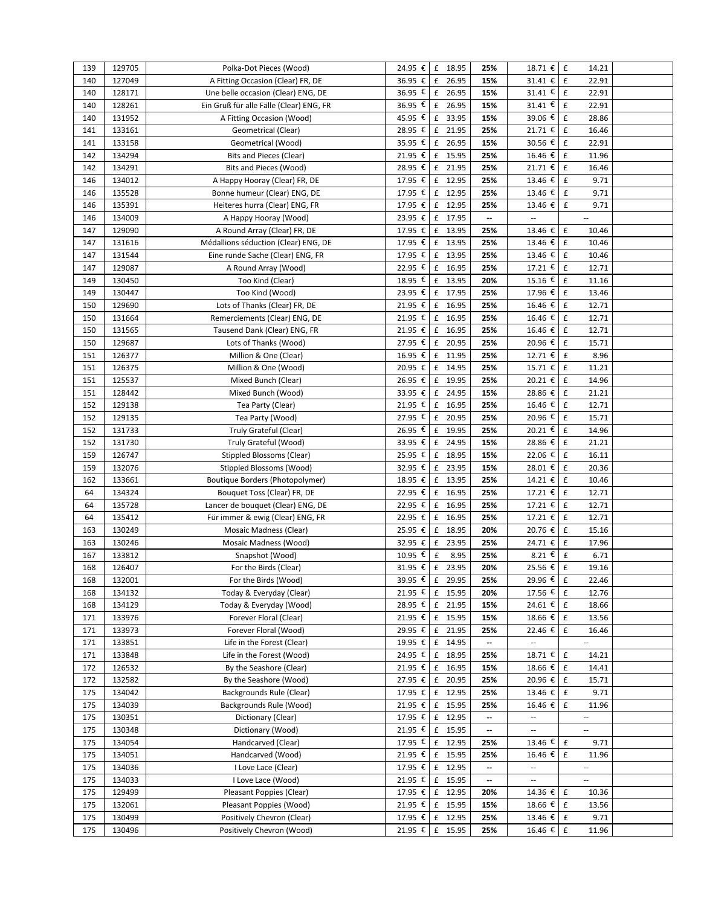| | | | | | | | | | |
|---|---|---|---|---|---|---|---|---|---|
| 139 | 129705 | Polka-Dot Pieces (Wood) | 24.95 € | £ 18.95 | 25% | 18.71 € | £ | 14.21 | |
| 140 | 127049 | A Fitting Occasion (Clear) FR, DE | 36.95 € | £ 26.95 | 15% | 31.41 € | £ | 22.91 | |
| 140 | 128171 | Une belle occasion (Clear) ENG, DE | 36.95 € | £ 26.95 | 15% | 31.41 € | £ | 22.91 | |
| 140 | 128261 | Ein Gruß für alle Fälle (Clear) ENG, FR | 36.95 € | £ 26.95 | 15% | 31.41 € | £ | 22.91 | |
| 140 | 131952 | A Fitting Occasion (Wood) | 45.95 € | £ 33.95 | 15% | 39.06 € | £ | 28.86 | |
| 141 | 133161 | Geometrical (Clear) | 28.95 € | £ 21.95 | 25% | 21.71 € | £ | 16.46 | |
| 141 | 133158 | Geometrical (Wood) | 35.95 € | £ 26.95 | 15% | 30.56 € | £ | 22.91 | |
| 142 | 134294 | Bits and Pieces (Clear) | 21.95 € | £ 15.95 | 25% | 16.46 € | £ | 11.96 | |
| 142 | 134291 | Bits and Pieces (Wood) | 28.95 € | £ 21.95 | 25% | 21.71 € | £ | 16.46 | |
| 146 | 134012 | A Happy Hooray (Clear) FR, DE | 17.95 € | £ 12.95 | 25% | 13.46 € | £ | 9.71 | |
| 146 | 135528 | Bonne humeur (Clear) ENG, DE | 17.95 € | £ 12.95 | 25% | 13.46 € | £ | 9.71 | |
| 146 | 135391 | Heiteres hurra (Clear) ENG, FR | 17.95 € | £ 12.95 | 25% | 13.46 € | £ | 9.71 | |
| 146 | 134009 | A Happy Hooray (Wood) | 23.95 € | £ 17.95 | -- | -- | | -- | |
| 147 | 129090 | A Round Array (Clear) FR, DE | 17.95 € | £ 13.95 | 25% | 13.46 € | £ | 10.46 | |
| 147 | 131616 | Médallions séduction (Clear) ENG, DE | 17.95 € | £ 13.95 | 25% | 13.46 € | £ | 10.46 | |
| 147 | 131544 | Eine runde Sache (Clear) ENG, FR | 17.95 € | £ 13.95 | 25% | 13.46 € | £ | 10.46 | |
| 147 | 129087 | A Round Array (Wood) | 22.95 € | £ 16.95 | 25% | 17.21 € | £ | 12.71 | |
| 149 | 130450 | Too Kind (Clear) | 18.95 € | £ 13.95 | 20% | 15.16 € | £ | 11.16 | |
| 149 | 130447 | Too Kind (Wood) | 23.95 € | £ 17.95 | 25% | 17.96 € | £ | 13.46 | |
| 150 | 129690 | Lots of Thanks (Clear) FR, DE | 21.95 € | £ 16.95 | 25% | 16.46 € | £ | 12.71 | |
| 150 | 131664 | Remerciements (Clear) ENG, DE | 21.95 € | £ 16.95 | 25% | 16.46 € | £ | 12.71 | |
| 150 | 131565 | Tausend Dank (Clear) ENG, FR | 21.95 € | £ 16.95 | 25% | 16.46 € | £ | 12.71 | |
| 150 | 129687 | Lots of Thanks (Wood) | 27.95 € | £ 20.95 | 25% | 20.96 € | £ | 15.71 | |
| 151 | 126377 | Million & One (Clear) | 16.95 € | £ 11.95 | 25% | 12.71 € | £ | 8.96 | |
| 151 | 126375 | Million & One (Wood) | 20.95 € | £ 14.95 | 25% | 15.71 € | £ | 11.21 | |
| 151 | 125537 | Mixed Bunch (Clear) | 26.95 € | £ 19.95 | 25% | 20.21 € | £ | 14.96 | |
| 151 | 128442 | Mixed Bunch (Wood) | 33.95 € | £ 24.95 | 15% | 28.86 € | £ | 21.21 | |
| 152 | 129138 | Tea Party (Clear) | 21.95 € | £ 16.95 | 25% | 16.46 € | £ | 12.71 | |
| 152 | 129135 | Tea Party (Wood) | 27.95 € | £ 20.95 | 25% | 20.96 € | £ | 15.71 | |
| 152 | 131733 | Truly Grateful (Clear) | 26.95 € | £ 19.95 | 25% | 20.21 € | £ | 14.96 | |
| 152 | 131730 | Truly Grateful (Wood) | 33.95 € | £ 24.95 | 15% | 28.86 € | £ | 21.21 | |
| 159 | 126747 | Stippled Blossoms (Clear) | 25.95 € | £ 18.95 | 15% | 22.06 € | £ | 16.11 | |
| 159 | 132076 | Stippled Blossoms (Wood) | 32.95 € | £ 23.95 | 15% | 28.01 € | £ | 20.36 | |
| 162 | 133661 | Boutique Borders (Photopolymer) | 18.95 € | £ 13.95 | 25% | 14.21 € | £ | 10.46 | |
| 64 | 134324 | Bouquet Toss (Clear) FR, DE | 22.95 € | £ 16.95 | 25% | 17.21 € | £ | 12.71 | |
| 64 | 135728 | Lancer de bouquet (Clear) ENG, DE | 22.95 € | £ 16.95 | 25% | 17.21 € | £ | 12.71 | |
| 64 | 135412 | Für immer & ewig (Clear) ENG, FR | 22.95 € | £ 16.95 | 25% | 17.21 € | £ | 12.71 | |
| 163 | 130249 | Mosaic Madness (Clear) | 25.95 € | £ 18.95 | 20% | 20.76 € | £ | 15.16 | |
| 163 | 130246 | Mosaic Madness (Wood) | 32.95 € | £ 23.95 | 25% | 24.71 € | £ | 17.96 | |
| 167 | 133812 | Snapshot (Wood) | 10.95 € | £ 8.95 | 25% | 8.21 € | £ | 6.71 | |
| 168 | 126407 | For the Birds (Clear) | 31.95 € | £ 23.95 | 20% | 25.56 € | £ | 19.16 | |
| 168 | 132001 | For the Birds (Wood) | 39.95 € | £ 29.95 | 25% | 29.96 € | £ | 22.46 | |
| 168 | 134132 | Today & Everyday (Clear) | 21.95 € | £ 15.95 | 20% | 17.56 € | £ | 12.76 | |
| 168 | 134129 | Today & Everyday (Wood) | 28.95 € | £ 21.95 | 15% | 24.61 € | £ | 18.66 | |
| 171 | 133976 | Forever Floral (Clear) | 21.95 € | £ 15.95 | 15% | 18.66 € | £ | 13.56 | |
| 171 | 133973 | Forever Floral (Wood) | 29.95 € | £ 21.95 | 25% | 22.46 € | £ | 16.46 | |
| 171 | 133851 | Life in the Forest (Clear) | 19.95 € | £ 14.95 | -- | -- | | -- | |
| 171 | 133848 | Life in the Forest (Wood) | 24.95 € | £ 18.95 | 25% | 18.71 € | £ | 14.21 | |
| 172 | 126532 | By the Seashore (Clear) | 21.95 € | £ 16.95 | 15% | 18.66 € | £ | 14.41 | |
| 172 | 132582 | By the Seashore (Wood) | 27.95 € | £ 20.95 | 25% | 20.96 € | £ | 15.71 | |
| 175 | 134042 | Backgrounds Rule (Clear) | 17.95 € | £ 12.95 | 25% | 13.46 € | £ | 9.71 | |
| 175 | 134039 | Backgrounds Rule (Wood) | 21.95 € | £ 15.95 | 25% | 16.46 € | £ | 11.96 | |
| 175 | 130351 | Dictionary (Clear) | 17.95 € | £ 12.95 | -- | -- | | -- | |
| 175 | 130348 | Dictionary (Wood) | 21.95 € | £ 15.95 | -- | -- | | -- | |
| 175 | 134054 | Handcarved (Clear) | 17.95 € | £ 12.95 | 25% | 13.46 € | £ | 9.71 | |
| 175 | 134051 | Handcarved (Wood) | 21.95 € | £ 15.95 | 25% | 16.46 € | £ | 11.96 | |
| 175 | 134036 | I Love Lace (Clear) | 17.95 € | £ 12.95 | -- | -- | | -- | |
| 175 | 134033 | I Love Lace (Wood) | 21.95 € | £ 15.95 | -- | -- | | -- | |
| 175 | 129499 | Pleasant Poppies (Clear) | 17.95 € | £ 12.95 | 20% | 14.36 € | £ | 10.36 | |
| 175 | 132061 | Pleasant Poppies (Wood) | 21.95 € | £ 15.95 | 15% | 18.66 € | £ | 13.56 | |
| 175 | 130499 | Positively Chevron (Clear) | 17.95 € | £ 12.95 | 25% | 13.46 € | £ | 9.71 | |
| 175 | 130496 | Positively Chevron (Wood) | 21.95 € | £ 15.95 | 25% | 16.46 € | £ | 11.96 | |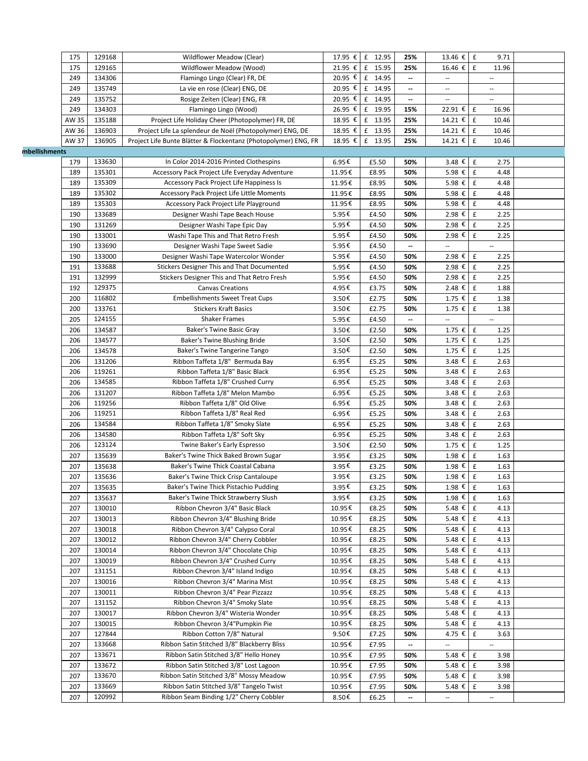| | | | | | | | | |
|---|---|---|---|---|---|---|---|---|
| 175 | 129168 | Wildflower Meadow (Clear) | 17.95 € | £ 12.95 | 25% | 13.46 € | £ 9.71 | |
| 175 | 129165 | Wildflower Meadow (Wood) | 21.95 € | £ 15.95 | 25% | 16.46 € | £ 11.96 | |
| 249 | 134306 | Flamingo Lingo (Clear) FR, DE | 20.95 € | £ 14.95 | -- | -- | -- | |
| 249 | 135749 | La vie en rose (Clear) ENG, DE | 20.95 € | £ 14.95 | -- | -- | -- | |
| 249 | 135752 | Rosige Zeiten (Clear) ENG, FR | 20.95 € | £ 14.95 | -- | -- | -- | |
| 249 | 134303 | Flamingo Lingo (Wood) | 26.95 € | £ 19.95 | 15% | 22.91 € | £ 16.96 | |
| AW 35 | 135188 | Project Life Holiday Cheer (Photopolymer) FR, DE | 18.95 € | £ 13.95 | 25% | 14.21 € | £ 10.46 | |
| AW 36 | 136903 | Project Life La splendeur de Noël (Photopolymer) ENG, DE | 18.95 € | £ 13.95 | 25% | 14.21 € | £ 10.46 | |
| AW 37 | 136905 | Project Life Bunte Blätter & Flockentanz (Photopolymer) ENG, FR | 18.95 € | £ 13.95 | 25% | 14.21 € | £ 10.46 | |
| **mbellishments** | | | | | | | | |
| 179 | 133630 | In Color 2014-2016 Printed Clothespins | 6.95€ | £5.50 | 50% | 3.48 € | £ 2.75 | |
| 189 | 135301 | Accessory Pack Project Life Everyday Adventure | 11.95€ | £8.95 | 50% | 5.98 € | £ 4.48 | |
| 189 | 135309 | Accessory Pack Project Life Happiness Is | 11.95€ | £8.95 | 50% | 5.98 € | £ 4.48 | |
| 189 | 135302 | Accessory Pack Project Life Little Moments | 11.95€ | £8.95 | 50% | 5.98 € | £ 4.48 | |
| 189 | 135303 | Accessory Pack Project Life Playground | 11.95€ | £8.95 | 50% | 5.98 € | £ 4.48 | |
| 190 | 133689 | Designer Washi Tape Beach House | 5.95€ | £4.50 | 50% | 2.98 € | £ 2.25 | |
| 190 | 131269 | Designer Washi Tape Epic Day | 5.95€ | £4.50 | 50% | 2.98 € | £ 2.25 | |
| 190 | 133001 | Washi Tape This and That Retro Fresh | 5.95€ | £4.50 | 50% | 2.98 € | £ 2.25 | |
| 190 | 133690 | Designer Washi Tape Sweet Sadie | 5.95€ | £4.50 | -- | -- | -- | |
| 190 | 133000 | Designer Washi Tape Watercolor Wonder | 5.95€ | £4.50 | 50% | 2.98 € | £ 2.25 | |
| 191 | 133688 | Stickers Designer This and That Documented | 5.95€ | £4.50 | 50% | 2.98 € | £ 2.25 | |
| 191 | 132999 | Stickers Designer This and That Retro Fresh | 5.95€ | £4.50 | 50% | 2.98 € | £ 2.25 | |
| 192 | 129375 | Canvas Creations | 4.95€ | £3.75 | 50% | 2.48 € | £ 1.88 | |
| 200 | 116802 | Embellishments Sweet Treat Cups | 3.50€ | £2.75 | 50% | 1.75 € | £ 1.38 | |
| 200 | 133761 | Stickers Kraft Basics | 3.50€ | £2.75 | 50% | 1.75 € | £ 1.38 | |
| 205 | 124155 | Shaker Frames | 5.95€ | £4.50 | -- | -- | -- | |
| 206 | 134587 | Baker's Twine Basic Gray | 3.50€ | £2.50 | 50% | 1.75 € | £ 1.25 | |
| 206 | 134577 | Baker's Twine Blushing Bride | 3.50€ | £2.50 | 50% | 1.75 € | £ 1.25 | |
| 206 | 134578 | Baker's Twine Tangerine Tango | 3.50€ | £2.50 | 50% | 1.75 € | £ 1.25 | |
| 206 | 131206 | Ribbon Taffeta 1/8" Bermuda Bay | 6.95€ | £5.25 | 50% | 3.48 € | £ 2.63 | |
| 206 | 119261 | Ribbon Taffeta 1/8" Basic Black | 6.95€ | £5.25 | 50% | 3.48 € | £ 2.63 | |
| 206 | 134585 | Ribbon Taffeta 1/8" Crushed Curry | 6.95€ | £5.25 | 50% | 3.48 € | £ 2.63 | |
| 206 | 131207 | Ribbon Taffeta 1/8" Melon Mambo | 6.95€ | £5.25 | 50% | 3.48 € | £ 2.63 | |
| 206 | 119256 | Ribbon Taffeta 1/8" Old Olive | 6.95€ | £5.25 | 50% | 3.48 € | £ 2.63 | |
| 206 | 119251 | Ribbon Taffeta 1/8" Real Red | 6.95€ | £5.25 | 50% | 3.48 € | £ 2.63 | |
| 206 | 134584 | Ribbon Taffeta 1/8" Smoky Slate | 6.95€ | £5.25 | 50% | 3.48 € | £ 2.63 | |
| 206 | 134580 | Ribbon Taffeta 1/8" Soft Sky | 6.95€ | £5.25 | 50% | 3.48 € | £ 2.63 | |
| 206 | 123124 | Twine Baker's Early Espresso | 3.50€ | £2.50 | 50% | 1.75 € | £ 1.25 | |
| 207 | 135639 | Baker's Twine Thick Baked Brown Sugar | 3.95€ | £3.25 | 50% | 1.98 € | £ 1.63 | |
| 207 | 135638 | Baker's Twine Thick Coastal Cabana | 3.95€ | £3.25 | 50% | 1.98 € | £ 1.63 | |
| 207 | 135636 | Baker's Twine Thick Crisp Cantaloupe | 3.95€ | £3.25 | 50% | 1.98 € | £ 1.63 | |
| 207 | 135635 | Baker's Twine Thick Pistachio Pudding | 3.95€ | £3.25 | 50% | 1.98 € | £ 1.63 | |
| 207 | 135637 | Baker's Twine Thick Strawberry Slush | 3.95€ | £3.25 | 50% | 1.98 € | £ 1.63 | |
| 207 | 130010 | Ribbon Chevron 3/4" Basic Black | 10.95€ | £8.25 | 50% | 5.48 € | £ 4.13 | |
| 207 | 130013 | Ribbon Chevron 3/4" Blushing Bride | 10.95€ | £8.25 | 50% | 5.48 € | £ 4.13 | |
| 207 | 130018 | Ribbon Chevron 3/4" Calypso Coral | 10.95€ | £8.25 | 50% | 5.48 € | £ 4.13 | |
| 207 | 130012 | Ribbon Chevron 3/4" Cherry Cobbler | 10.95€ | £8.25 | 50% | 5.48 € | £ 4.13 | |
| 207 | 130014 | Ribbon Chevron 3/4" Chocolate Chip | 10.95€ | £8.25 | 50% | 5.48 € | £ 4.13 | |
| 207 | 130019 | Ribbon Chevron 3/4" Crushed Curry | 10.95€ | £8.25 | 50% | 5.48 € | £ 4.13 | |
| 207 | 131151 | Ribbon Chevron 3/4" Island Indigo | 10.95€ | £8.25 | 50% | 5.48 € | £ 4.13 | |
| 207 | 130016 | Ribbon Chevron 3/4" Marina Mist | 10.95€ | £8.25 | 50% | 5.48 € | £ 4.13 | |
| 207 | 130011 | Ribbon Chevron 3/4" Pear Pizzazz | 10.95€ | £8.25 | 50% | 5.48 € | £ 4.13 | |
| 207 | 131152 | Ribbon Chevron 3/4" Smoky Slate | 10.95€ | £8.25 | 50% | 5.48 € | £ 4.13 | |
| 207 | 130017 | Ribbon Chevron 3/4" Wisteria Wonder | 10.95€ | £8.25 | 50% | 5.48 € | £ 4.13 | |
| 207 | 130015 | Ribbon Chevron 3/4"Pumpkin Pie | 10.95€ | £8.25 | 50% | 5.48 € | £ 4.13 | |
| 207 | 127844 | Ribbon Cotton 7/8" Natural | 9.50€ | £7.25 | 50% | 4.75 € | £ 3.63 | |
| 207 | 133668 | Ribbon Satin Stitched 3/8" Blackberry Bliss | 10.95€ | £7.95 | -- | -- | -- | |
| 207 | 133671 | Ribbon Satin Stitched 3/8" Hello Honey | 10.95€ | £7.95 | 50% | 5.48 € | £ 3.98 | |
| 207 | 133672 | Ribbon Satin Stitched 3/8" Lost Lagoon | 10.95€ | £7.95 | 50% | 5.48 € | £ 3.98 | |
| 207 | 133670 | Ribbon Satin Stitched 3/8" Mossy Meadow | 10.95€ | £7.95 | 50% | 5.48 € | £ 3.98 | |
| 207 | 133669 | Ribbon Satin Stitched 3/8" Tangelo Twist | 10.95€ | £7.95 | 50% | 5.48 € | £ 3.98 | |
| 207 | 120992 | Ribbon Seam Binding 1/2" Cherry Cobbler | 8.50€ | £6.25 | -- | -- | -- | |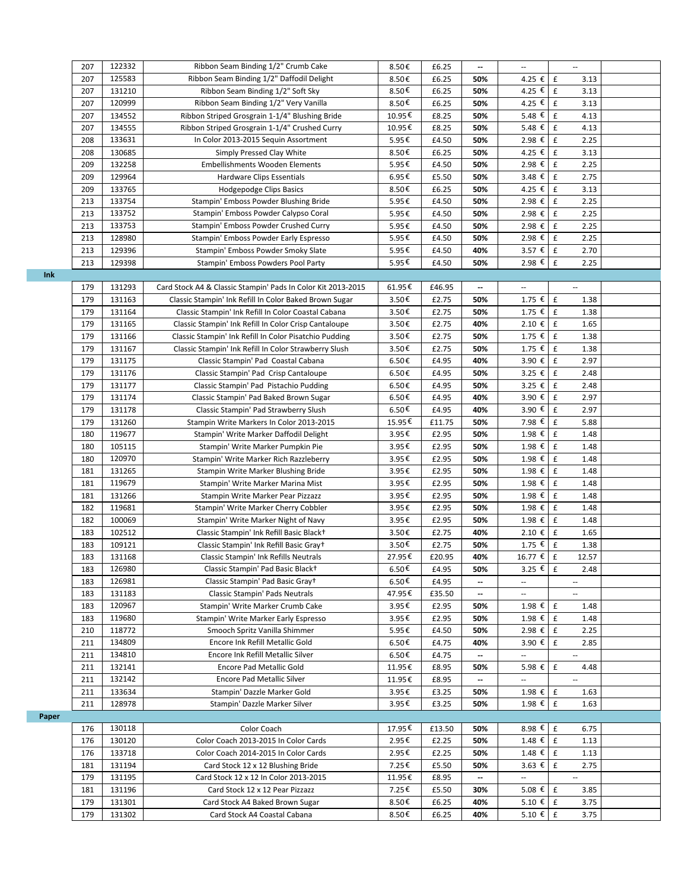| | Page | Item # | Description | € Price | £ Price | Discount | € Sale | £ Sale | |
|---|---|---|---|---|---|---|---|---|---|
| | 207 | 122332 | Ribbon Seam Binding 1/2" Crumb Cake | 8.50€ | £6.25 | -- | -- | -- | |
| | 207 | 125583 | Ribbon Seam Binding 1/2" Daffodil Delight | 8.50€ | £6.25 | 50% | 4.25 € | £ 3.13 | |
| | 207 | 131210 | Ribbon Seam Binding 1/2" Soft Sky | 8.50€ | £6.25 | 50% | 4.25 € | £ 3.13 | |
| | 207 | 120999 | Ribbon Seam Binding 1/2" Very Vanilla | 8.50€ | £6.25 | 50% | 4.25 € | £ 3.13 | |
| | 207 | 134552 | Ribbon Striped Grosgrain 1-1/4" Blushing Bride | 10.95€ | £8.25 | 50% | 5.48 € | £ 4.13 | |
| | 207 | 134555 | Ribbon Striped Grosgrain 1-1/4" Crushed Curry | 10.95€ | £8.25 | 50% | 5.48 € | £ 4.13 | |
| | 208 | 133631 | In Color 2013-2015 Sequin Assortment | 5.95€ | £4.50 | 50% | 2.98 € | £ 2.25 | |
| | 208 | 130685 | Simply Pressed Clay White | 8.50€ | £6.25 | 50% | 4.25 € | £ 3.13 | |
| | 209 | 132258 | Embellishments Wooden Elements | 5.95€ | £4.50 | 50% | 2.98 € | £ 2.25 | |
| | 209 | 129964 | Hardware Clips Essentials | 6.95€ | £5.50 | 50% | 3.48 € | £ 2.75 | |
| | 209 | 133765 | Hodgepodge Clips Basics | 8.50€ | £6.25 | 50% | 4.25 € | £ 3.13 | |
| | 213 | 133754 | Stampin' Emboss Powder Blushing Bride | 5.95€ | £4.50 | 50% | 2.98 € | £ 2.25 | |
| | 213 | 133752 | Stampin' Emboss Powder Calypso Coral | 5.95€ | £4.50 | 50% | 2.98 € | £ 2.25 | |
| | 213 | 133753 | Stampin' Emboss Powder Crushed Curry | 5.95€ | £4.50 | 50% | 2.98 € | £ 2.25 | |
| | 213 | 128980 | Stampin' Emboss Powder Early Espresso | 5.95€ | £4.50 | 50% | 2.98 € | £ 2.25 | |
| | 213 | 129396 | Stampin' Emboss Powder Smoky Slate | 5.95€ | £4.50 | 40% | 3.57 € | £ 2.70 | |
| | 213 | 129398 | Stampin' Emboss Powders Pool Party | 5.95€ | £4.50 | 50% | 2.98 € | £ 2.25 | |
| **Ink** | | | | | | | | | |
| | 179 | 131293 | Card Stock A4 & Classic Stampin' Pads In Color Kit 2013-2015 | 61.95€ | £46.95 | -- | -- | -- | |
| | 179 | 131163 | Classic Stampin' Ink Refill In Color Baked Brown Sugar | 3.50€ | £2.75 | 50% | 1.75 € | £ 1.38 | |
| | 179 | 131164 | Classic Stampin' Ink Refill In Color Coastal Cabana | 3.50€ | £2.75 | 50% | 1.75 € | £ 1.38 | |
| | 179 | 131165 | Classic Stampin' Ink Refill In Color Crisp Cantaloupe | 3.50€ | £2.75 | 40% | 2.10 € | £ 1.65 | |
| | 179 | 131166 | Classic Stampin' Ink Refill In Color Pisatchio Pudding | 3.50€ | £2.75 | 50% | 1.75 € | £ 1.38 | |
| | 179 | 131167 | Classic Stampin' Ink Refill In Color Strawberry Slush | 3.50€ | £2.75 | 50% | 1.75 € | £ 1.38 | |
| | 179 | 131175 | Classic Stampin' Pad Coastal Cabana | 6.50€ | £4.95 | 40% | 3.90 € | £ 2.97 | |
| | 179 | 131176 | Classic Stampin' Pad Crisp Cantaloupe | 6.50€ | £4.95 | 50% | 3.25 € | £ 2.48 | |
| | 179 | 131177 | Classic Stampin' Pad Pistachio Pudding | 6.50€ | £4.95 | 50% | 3.25 € | £ 2.48 | |
| | 179 | 131174 | Classic Stampin' Pad Baked Brown Sugar | 6.50€ | £4.95 | 40% | 3.90 € | £ 2.97 | |
| | 179 | 131178 | Classic Stampin' Pad Strawberry Slush | 6.50€ | £4.95 | 40% | 3.90 € | £ 2.97 | |
| | 179 | 131260 | Stampin Write Markers In Color 2013-2015 | 15.95€ | £11.75 | 50% | 7.98 € | £ 5.88 | |
| | 180 | 119677 | Stampin' Write Marker Daffodil Delight | 3.95€ | £2.95 | 50% | 1.98 € | £ 1.48 | |
| | 180 | 105115 | Stampin' Write Marker Pumpkin Pie | 3.95€ | £2.95 | 50% | 1.98 € | £ 1.48 | |
| | 180 | 120970 | Stampin' Write Marker Rich Razzleberry | 3.95€ | £2.95 | 50% | 1.98 € | £ 1.48 | |
| | 181 | 131265 | Stampin Write Marker Blushing Bride | 3.95€ | £2.95 | 50% | 1.98 € | £ 1.48 | |
| | 181 | 119679 | Stampin' Write Marker Marina Mist | 3.95€ | £2.95 | 50% | 1.98 € | £ 1.48 | |
| | 181 | 131266 | Stampin Write Marker Pear Pizzazz | 3.95€ | £2.95 | 50% | 1.98 € | £ 1.48 | |
| | 182 | 119681 | Stampin' Write Marker Cherry Cobbler | 3.95€ | £2.95 | 50% | 1.98 € | £ 1.48 | |
| | 182 | 100069 | Stampin' Write Marker Night of Navy | 3.95€ | £2.95 | 50% | 1.98 € | £ 1.48 | |
| | 183 | 102512 | Classic Stampin' Ink Refill Basic Black† | 3.50€ | £2.75 | 40% | 2.10 € | £ 1.65 | |
| | 183 | 109121 | Classic Stampin' Ink Refill Basic Gray† | 3.50€ | £2.75 | 50% | 1.75 € | £ 1.38 | |
| | 183 | 131168 | Classic Stampin' Ink Refills Neutrals | 27.95€ | £20.95 | 40% | 16.77 € | £ 12.57 | |
| | 183 | 126980 | Classic Stampin' Pad Basic Black† | 6.50€ | £4.95 | 50% | 3.25 € | £ 2.48 | |
| | 183 | 126981 | Classic Stampin' Pad Basic Gray† | 6.50€ | £4.95 | -- | -- | -- | |
| | 183 | 131183 | Classic Stampin' Pads Neutrals | 47.95€ | £35.50 | -- | -- | -- | |
| | 183 | 120967 | Stampin' Write Marker Crumb Cake | 3.95€ | £2.95 | 50% | 1.98 € | £ 1.48 | |
| | 183 | 119680 | Stampin' Write Marker Early Espresso | 3.95€ | £2.95 | 50% | 1.98 € | £ 1.48 | |
| | 210 | 118772 | Smooch Spritz Vanilla Shimmer | 5.95€ | £4.50 | 50% | 2.98 € | £ 2.25 | |
| | 211 | 134809 | Encore Ink Refill Metallic Gold | 6.50€ | £4.75 | 40% | 3.90 € | £ 2.85 | |
| | 211 | 134810 | Encore Ink Refill Metallic Silver | 6.50€ | £4.75 | -- | -- | -- | |
| | 211 | 132141 | Encore Pad Metallic Gold | 11.95€ | £8.95 | 50% | 5.98 € | £ 4.48 | |
| | 211 | 132142 | Encore Pad Metallic Silver | 11.95€ | £8.95 | -- | -- | -- | |
| | 211 | 133634 | Stampin' Dazzle Marker Gold | 3.95€ | £3.25 | 50% | 1.98 € | £ 1.63 | |
| | 211 | 128978 | Stampin' Dazzle Marker Silver | 3.95€ | £3.25 | 50% | 1.98 € | £ 1.63 | |
| **Paper** | | | | | | | | | |
| | 176 | 130118 | Color Coach | 17.95€ | £13.50 | 50% | 8.98 € | £ 6.75 | |
| | 176 | 130120 | Color Coach 2013-2015 In Color Cards | 2.95€ | £2.25 | 50% | 1.48 € | £ 1.13 | |
| | 176 | 133718 | Color Coach 2014-2015 In Color Cards | 2.95€ | £2.25 | 50% | 1.48 € | £ 1.13 | |
| | 181 | 131194 | Card Stock 12 x 12 Blushing Bride | 7.25€ | £5.50 | 50% | 3.63 € | £ 2.75 | |
| | 179 | 131195 | Card Stock 12 x 12 In Color 2013-2015 | 11.95€ | £8.95 | -- | -- | -- | |
| | 181 | 131196 | Card Stock 12 x 12 Pear Pizzazz | 7.25€ | £5.50 | 30% | 5.08 € | £ 3.85 | |
| | 179 | 131301 | Card Stock A4 Baked Brown Sugar | 8.50€ | £6.25 | 40% | 5.10 € | £ 3.75 | |
| | 179 | 131302 | Card Stock A4 Coastal Cabana | 8.50€ | £6.25 | 40% | 5.10 € | £ 3.75 | |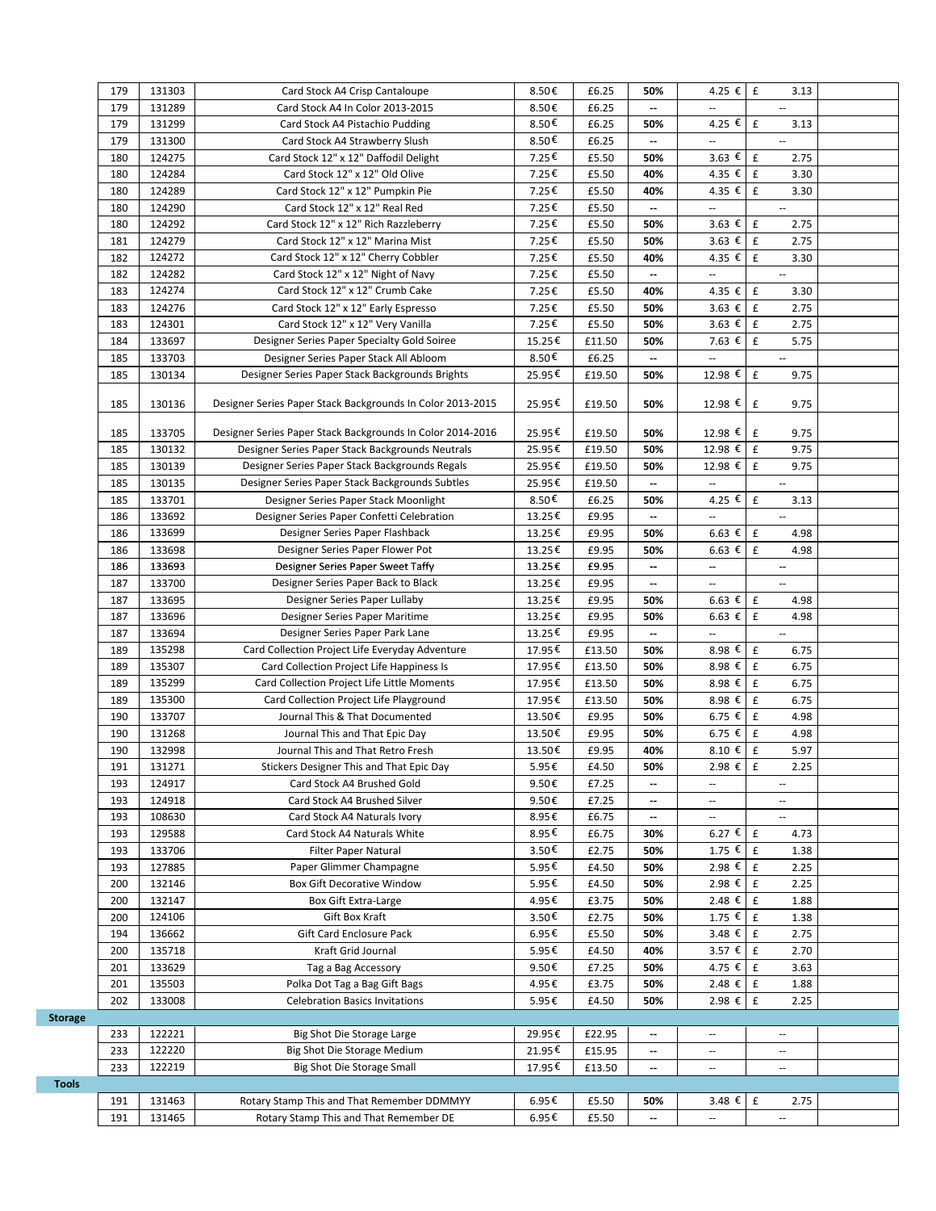| | | | | | | | | |
|---|---|---|---|---|---|---|---|---|
| 179 | 131303 | Card Stock A4 Crisp Cantaloupe | 8.50€ | £6.25 | **50%** | 4.25 € | £ 3.13 | |
| 179 | 131289 | Card Stock A4 In Color 2013-2015 | 8.50€ | £6.25 | -- | -- | -- | |
| 179 | 131299 | Card Stock A4 Pistachio Pudding | 8.50€ | £6.25 | **50%** | 4.25 € | £ 3.13 | |
| 179 | 131300 | Card Stock A4 Strawberry Slush | 8.50€ | £6.25 | -- | -- | -- | |
| 180 | 124275 | Card Stock 12" x 12" Daffodil Delight | 7.25€ | £5.50 | **50%** | 3.63 € | £ 2.75 | |
| 180 | 124284 | Card Stock 12" x 12" Old Olive | 7.25€ | £5.50 | **40%** | 4.35 € | £ 3.30 | |
| 180 | 124289 | Card Stock 12" x 12" Pumpkin Pie | 7.25€ | £5.50 | **40%** | 4.35 € | £ 3.30 | |
| 180 | 124290 | Card Stock 12" x 12" Real Red | 7.25€ | £5.50 | -- | -- | -- | |
| 180 | 124292 | Card Stock 12" x 12" Rich Razzleberry | 7.25€ | £5.50 | **50%** | 3.63 € | £ 2.75 | |
| 181 | 124279 | Card Stock 12" x 12" Marina Mist | 7.25€ | £5.50 | **50%** | 3.63 € | £ 2.75 | |
| 182 | 124272 | Card Stock 12" x 12" Cherry Cobbler | 7.25€ | £5.50 | **40%** | 4.35 € | £ 3.30 | |
| 182 | 124282 | Card Stock 12" x 12" Night of Navy | 7.25€ | £5.50 | -- | -- | -- | |
| 183 | 124274 | Card Stock 12" x 12" Crumb Cake | 7.25€ | £5.50 | **40%** | 4.35 € | £ 3.30 | |
| 183 | 124276 | Card Stock 12" x 12" Early Espresso | 7.25€ | £5.50 | **50%** | 3.63 € | £ 2.75 | |
| 183 | 124301 | Card Stock 12" x 12" Very Vanilla | 7.25€ | £5.50 | **50%** | 3.63 € | £ 2.75 | |
| 184 | 133697 | Designer Series Paper Specialty Gold Soiree | 15.25€ | £11.50 | **50%** | 7.63 € | £ 5.75 | |
| 185 | 133703 | Designer Series Paper Stack All Abloom | 8.50€ | £6.25 | -- | -- | -- | |
| 185 | 130134 | Designer Series Paper Stack Backgrounds Brights | 25.95€ | £19.50 | **50%** | 12.98 € | £ 9.75 | |
| 185 | 130136 | Designer Series Paper Stack Backgrounds In Color 2013-2015 | 25.95€ | £19.50 | **50%** | 12.98 € | £ 9.75 | |
| 185 | 133705 | Designer Series Paper Stack Backgrounds In Color 2014-2016 | 25.95€ | £19.50 | **50%** | 12.98 € | £ 9.75 | |
| 185 | 130132 | Designer Series Paper Stack Backgrounds Neutrals | 25.95€ | £19.50 | **50%** | 12.98 € | £ 9.75 | |
| 185 | 130139 | Designer Series Paper Stack Backgrounds Regals | 25.95€ | £19.50 | **50%** | 12.98 € | £ 9.75 | |
| 185 | 130135 | Designer Series Paper Stack Backgrounds Subtles | 25.95€ | £19.50 | -- | -- | -- | |
| 185 | 133701 | Designer Series Paper Stack Moonlight | 8.50€ | £6.25 | **50%** | 4.25 € | £ 3.13 | |
| 186 | 133692 | Designer Series Paper Confetti Celebration | 13.25€ | £9.95 | -- | -- | -- | |
| 186 | 133699 | Designer Series Paper Flashback | 13.25€ | £9.95 | **50%** | 6.63 € | £ 4.98 | |
| 186 | 133698 | Designer Series Paper Flower Pot | 13.25€ | £9.95 | **50%** | 6.63 € | £ 4.98 | |
| 186 | 133693 | Designer Series Paper Sweet Taffy | 13.25€ | £9.95 | -- | -- | -- | |
| 187 | 133700 | Designer Series Paper Back to Black | 13.25€ | £9.95 | -- | -- | -- | |
| 187 | 133695 | Designer Series Paper Lullaby | 13.25€ | £9.95 | **50%** | 6.63 € | £ 4.98 | |
| 187 | 133696 | Designer Series Paper Maritime | 13.25€ | £9.95 | **50%** | 6.63 € | £ 4.98 | |
| 187 | 133694 | Designer Series Paper Park Lane | 13.25€ | £9.95 | -- | -- | -- | |
| 189 | 135298 | Card Collection Project Life Everyday Adventure | 17.95€ | £13.50 | **50%** | 8.98 € | £ 6.75 | |
| 189 | 135307 | Card Collection Project Life Happiness Is | 17.95€ | £13.50 | **50%** | 8.98 € | £ 6.75 | |
| 189 | 135299 | Card Collection Project Life Little Moments | 17.95€ | £13.50 | **50%** | 8.98 € | £ 6.75 | |
| 189 | 135300 | Card Collection Project Life Playground | 17.95€ | £13.50 | **50%** | 8.98 € | £ 6.75 | |
| 190 | 133707 | Journal This & That Documented | 13.50€ | £9.95 | **50%** | 6.75 € | £ 4.98 | |
| 190 | 131268 | Journal This and That Epic Day | 13.50€ | £9.95 | **50%** | 6.75 € | £ 4.98 | |
| 190 | 132998 | Journal This and That Retro Fresh | 13.50€ | £9.95 | **40%** | 8.10 € | £ 5.97 | |
| 191 | 131271 | Stickers Designer This and That Epic Day | 5.95€ | £4.50 | **50%** | 2.98 € | £ 2.25 | |
| 193 | 124917 | Card Stock A4 Brushed Gold | 9.50€ | £7.25 | -- | -- | -- | |
| 193 | 124918 | Card Stock A4 Brushed Silver | 9.50€ | £7.25 | -- | -- | -- | |
| 193 | 108630 | Card Stock A4 Naturals Ivory | 8.95€ | £6.75 | -- | -- | -- | |
| 193 | 129588 | Card Stock A4 Naturals White | 8.95€ | £6.75 | **30%** | 6.27 € | £ 4.73 | |
| 193 | 133706 | Filter Paper Natural | 3.50€ | £2.75 | **50%** | 1.75 € | £ 1.38 | |
| 193 | 127885 | Paper Glimmer Champagne | 5.95€ | £4.50 | **50%** | 2.98 € | £ 2.25 | |
| 200 | 132146 | Box Gift Decorative Window | 5.95€ | £4.50 | **50%** | 2.98 € | £ 2.25 | |
| 200 | 132147 | Box Gift Extra-Large | 4.95€ | £3.75 | **50%** | 2.48 € | £ 1.88 | |
| 200 | 124106 | Gift Box Kraft | 3.50€ | £2.75 | **50%** | 1.75 € | £ 1.38 | |
| 194 | 136662 | Gift Card Enclosure Pack | 6.95€ | £5.50 | **50%** | 3.48 € | £ 2.75 | |
| 200 | 135718 | Kraft Grid Journal | 5.95€ | £4.50 | **40%** | 3.57 € | £ 2.70 | |
| 201 | 133629 | Tag a Bag Accessory | 9.50€ | £7.25 | **50%** | 4.75 € | £ 3.63 | |
| 201 | 135503 | Polka Dot Tag a Bag Gift Bags | 4.95€ | £3.75 | **50%** | 2.48 € | £ 1.88 | |
| 202 | 133008 | Celebration Basics Invitations | 5.95€ | £4.50 | **50%** | 2.98 € | £ 2.25 | |
| **Storage** | | | | | | | | |
| 233 | 122221 | Big Shot Die Storage Large | 29.95€ | £22.95 | -- | -- | -- | |
| 233 | 122220 | Big Shot Die Storage Medium | 21.95€ | £15.95 | -- | -- | -- | |
| 233 | 122219 | Big Shot Die Storage Small | 17.95€ | £13.50 | -- | -- | -- | |
| **Tools** | | | | | | | | |
| 191 | 131463 | Rotary Stamp This and That Remember DDMMYY | 6.95€ | £5.50 | **50%** | 3.48 € | £ 2.75 | |
| 191 | 131465 | Rotary Stamp This and That Remember DE | 6.95€ | £5.50 | -- | -- | -- | |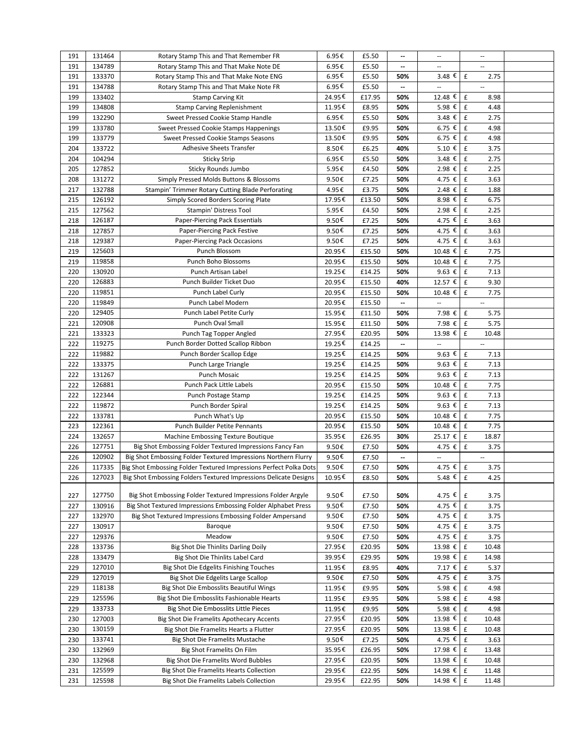| | | | | | | | | |
|---|---|---|---|---|---|---|---|---|
| 191 | 131464 | Rotary Stamp This and That Remember FR | 6.95€ | £5.50 | -- | -- | -- | |
| 191 | 134789 | Rotary Stamp This and That Make Note DE | 6.95€ | £5.50 | -- | -- | -- | |
| 191 | 133370 | Rotary Stamp This and That Make Note ENG | 6.95€ | £5.50 | 50% | 3.48 € | £ 2.75 | |
| 191 | 134788 | Rotary Stamp This and That Make Note FR | 6.95€ | £5.50 | -- | -- | -- | |
| 199 | 133402 | Stamp Carving Kit | 24.95€ | £17.95 | 50% | 12.48 € | £ 8.98 | |
| 199 | 134808 | Stamp Carving Replenishment | 11.95€ | £8.95 | 50% | 5.98 € | £ 4.48 | |
| 199 | 132290 | Sweet Pressed Cookie Stamp Handle | 6.95€ | £5.50 | 50% | 3.48 € | £ 2.75 | |
| 199 | 133780 | Sweet Pressed Cookie Stamps Happenings | 13.50€ | £9.95 | 50% | 6.75 € | £ 4.98 | |
| 199 | 133779 | Sweet Pressed Cookie Stamps Seasons | 13.50€ | £9.95 | 50% | 6.75 € | £ 4.98 | |
| 204 | 133722 | Adhesive Sheets Transfer | 8.50€ | £6.25 | 40% | 5.10 € | £ 3.75 | |
| 204 | 104294 | Sticky Strip | 6.95€ | £5.50 | 50% | 3.48 € | £ 2.75 | |
| 205 | 127852 | Sticky Rounds Jumbo | 5.95€ | £4.50 | 50% | 2.98 € | £ 2.25 | |
| 208 | 131272 | Simply Pressed Molds Buttons & Blossoms | 9.50€ | £7.25 | 50% | 4.75 € | £ 3.63 | |
| 217 | 132788 | Stampin' Trimmer Rotary Cutting Blade Perforating | 4.95€ | £3.75 | 50% | 2.48 € | £ 1.88 | |
| 215 | 126192 | Simply Scored Borders Scoring Plate | 17.95€ | £13.50 | 50% | 8.98 € | £ 6.75 | |
| 215 | 127562 | Stampin' Distress Tool | 5.95€ | £4.50 | 50% | 2.98 € | £ 2.25 | |
| 218 | 126187 | Paper-Piercing Pack Essentials | 9.50€ | £7.25 | 50% | 4.75 € | £ 3.63 | |
| 218 | 127857 | Paper-Piercing Pack Festive | 9.50€ | £7.25 | 50% | 4.75 € | £ 3.63 | |
| 218 | 129387 | Paper-Piercing Pack Occasions | 9.50€ | £7.25 | 50% | 4.75 € | £ 3.63 | |
| 219 | 125603 | Punch Blossom | 20.95€ | £15.50 | 50% | 10.48 € | £ 7.75 | |
| 219 | 119858 | Punch Boho Blossoms | 20.95€ | £15.50 | 50% | 10.48 € | £ 7.75 | |
| 220 | 130920 | Punch Artisan Label | 19.25€ | £14.25 | 50% | 9.63 € | £ 7.13 | |
| 220 | 126883 | Punch Builder Ticket Duo | 20.95€ | £15.50 | 40% | 12.57 € | £ 9.30 | |
| 220 | 119851 | Punch Label Curly | 20.95€ | £15.50 | 50% | 10.48 € | £ 7.75 | |
| 220 | 119849 | Punch Label Modern | 20.95€ | £15.50 | -- | -- | -- | |
| 220 | 129405 | Punch Label Petite Curly | 15.95€ | £11.50 | 50% | 7.98 € | £ 5.75 | |
| 221 | 120908 | Punch Oval Small | 15.95€ | £11.50 | 50% | 7.98 € | £ 5.75 | |
| 221 | 133323 | Punch Tag Topper Angled | 27.95€ | £20.95 | 50% | 13.98 € | £ 10.48 | |
| 222 | 119275 | Punch Border Dotted Scallop Ribbon | 19.25€ | £14.25 | -- | -- | -- | |
| 222 | 119882 | Punch Border Scallop Edge | 19.25€ | £14.25 | 50% | 9.63 € | £ 7.13 | |
| 222 | 133375 | Punch Large Triangle | 19.25€ | £14.25 | 50% | 9.63 € | £ 7.13 | |
| 222 | 131267 | Punch Mosaic | 19.25€ | £14.25 | 50% | 9.63 € | £ 7.13 | |
| 222 | 126881 | Punch Pack Little Labels | 20.95€ | £15.50 | 50% | 10.48 € | £ 7.75 | |
| 222 | 122344 | Punch Postage Stamp | 19.25€ | £14.25 | 50% | 9.63 € | £ 7.13 | |
| 222 | 119872 | Punch Border Spiral | 19.25€ | £14.25 | 50% | 9.63 € | £ 7.13 | |
| 222 | 133781 | Punch What's Up | 20.95€ | £15.50 | 50% | 10.48 € | £ 7.75 | |
| 223 | 122361 | Punch Builder Petite Pennants | 20.95€ | £15.50 | 50% | 10.48 € | £ 7.75 | |
| 224 | 132657 | Machine Embossing Texture Boutique | 35.95€ | £26.95 | 30% | 25.17 € | £ 18.87 | |
| 226 | 127751 | Big Shot Embossing Folder Textured Impressions Fancy Fan | 9.50€ | £7.50 | 50% | 4.75 € | £ 3.75 | |
| 226 | 120902 | Big Shot Embossing Folder Textured Impressions Northern Flurry | 9.50€ | £7.50 | -- | -- | -- | |
| 226 | 117335 | Big Shot Embossing Folder Textured Impressions Perfect Polka Dots | 9.50€ | £7.50 | 50% | 4.75 € | £ 3.75 | |
| 226 | 127023 | Big Shot Embossing Folders Textured Impressions Delicate Designs | 10.95€ | £8.50 | 50% | 5.48 € | £ 4.25 | |
| 227 | 127750 | Big Shot Embossing Folder Textured Impressions Folder Argyle | 9.50€ | £7.50 | 50% | 4.75 € | £ 3.75 | |
| 227 | 130916 | Big Shot Textured Impressions Embossing Folder Alphabet Press | 9.50€ | £7.50 | 50% | 4.75 € | £ 3.75 | |
| 227 | 132970 | Big Shot Textured Impressions Embossing Folder Ampersand | 9.50€ | £7.50 | 50% | 4.75 € | £ 3.75 | |
| 227 | 130917 | Baroque | 9.50€ | £7.50 | 50% | 4.75 € | £ 3.75 | |
| 227 | 129376 | Meadow | 9.50€ | £7.50 | 50% | 4.75 € | £ 3.75 | |
| 228 | 133736 | Big Shot Die Thinlits Darling Doily | 27.95€ | £20.95 | 50% | 13.98 € | £ 10.48 | |
| 228 | 133479 | Big Shot Die Thinlits Label Card | 39.95€ | £29.95 | 50% | 19.98 € | £ 14.98 | |
| 229 | 127010 | Big Shot Die Edgelits Finishing Touches | 11.95€ | £8.95 | 40% | 7.17 € | £ 5.37 | |
| 229 | 127019 | Big Shot Die Edgelits Large Scallop | 9.50€ | £7.50 | 50% | 4.75 € | £ 3.75 | |
| 229 | 118138 | Big Shot Die Embosslits Beautiful Wings | 11.95€ | £9.95 | 50% | 5.98 € | £ 4.98 | |
| 229 | 125596 | Big Shot Die Embosslits Fashionable Hearts | 11.95€ | £9.95 | 50% | 5.98 € | £ 4.98 | |
| 229 | 133733 | Big Shot Die Embosslits Little Pieces | 11.95€ | £9.95 | 50% | 5.98 € | £ 4.98 | |
| 230 | 127003 | Big Shot Die Framelits Apothecary Accents | 27.95€ | £20.95 | 50% | 13.98 € | £ 10.48 | |
| 230 | 130159 | Big Shot Die Framelits Hearts a Flutter | 27.95€ | £20.95 | 50% | 13.98 € | £ 10.48 | |
| 230 | 133741 | Big Shot Die Framelits Mustache | 9.50€ | £7.25 | 50% | 4.75 € | £ 3.63 | |
| 230 | 132969 | Big Shot Framelits On Film | 35.95€ | £26.95 | 50% | 17.98 € | £ 13.48 | |
| 230 | 132968 | Big Shot Die Framelits Word Bubbles | 27.95€ | £20.95 | 50% | 13.98 € | £ 10.48 | |
| 231 | 125599 | Big Shot Die Framelits Hearts Collection | 29.95€ | £22.95 | 50% | 14.98 € | £ 11.48 | |
| 231 | 125598 | Big Shot Die Framelits Labels Collection | 29.95€ | £22.95 | 50% | 14.98 € | £ 11.48 | |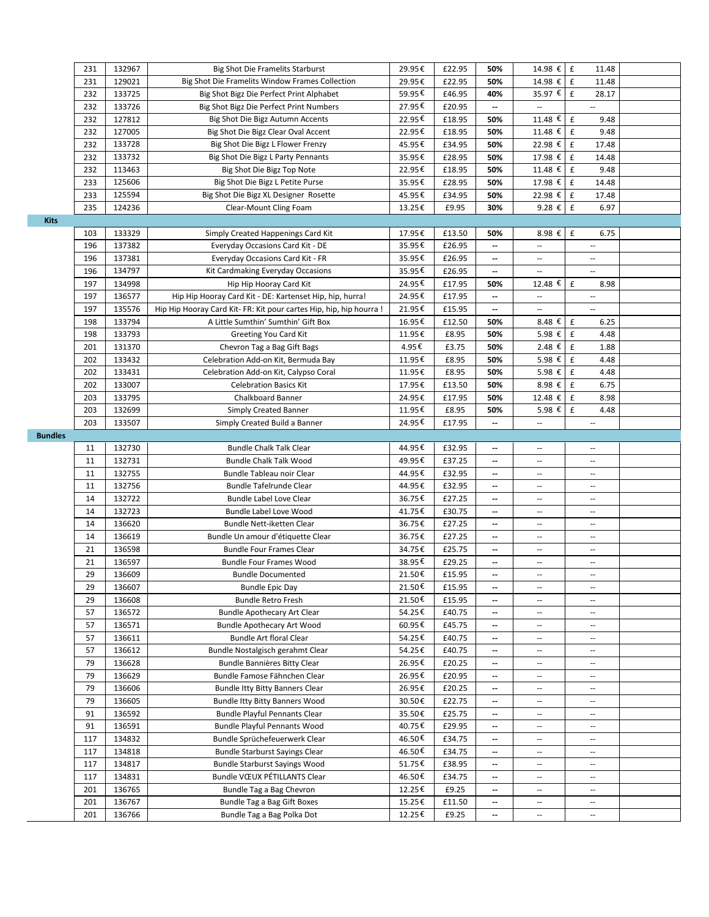| | | | | | | | | |
|---|---|---|---|---|---|---|---|---|
| 231 | 132967 | Big Shot Die Framelits Starburst | 29.95€ | £22.95 | **50%** | 14.98 € | £ 11.48 | |
| 231 | 129021 | Big Shot Die Framelits Window Frames Collection | 29.95€ | £22.95 | **50%** | 14.98 € | £ 11.48 | |
| 232 | 133725 | Big Shot Bigz Die Perfect Print Alphabet | 59.95€ | £46.95 | **40%** | 35.97 € | £ 28.17 | |
| 232 | 133726 | Big Shot Bigz Die Perfect Print Numbers | 27.95€ | £20.95 | -- | -- | -- | |
| 232 | 127812 | Big Shot Die Bigz Autumn Accents | 22.95€ | £18.95 | **50%** | 11.48 € | £ 9.48 | |
| 232 | 127005 | Big Shot Die Bigz Clear Oval Accent | 22.95€ | £18.95 | **50%** | 11.48 € | £ 9.48 | |
| 232 | 133728 | Big Shot Die Bigz L Flower Frenzy | 45.95€ | £34.95 | **50%** | 22.98 € | £ 17.48 | |
| 232 | 133732 | Big Shot Die Bigz L Party Pennants | 35.95€ | £28.95 | **50%** | 17.98 € | £ 14.48 | |
| 232 | 113463 | Big Shot Die Bigz Top Note | 22.95€ | £18.95 | **50%** | 11.48 € | £ 9.48 | |
| 233 | 125606 | Big Shot Die Bigz L Petite Purse | 35.95€ | £28.95 | **50%** | 17.98 € | £ 14.48 | |
| 233 | 125594 | Big Shot Die Bigz XL Designer Rosette | 45.95€ | £34.95 | **50%** | 22.98 € | £ 17.48 | |
| 235 | 124236 | Clear-Mount Cling Foam | 13.25€ | £9.95 | **30%** | 9.28 € | £ 6.97 | |
| **Kits** | | | | | | | | |
| 103 | 133329 | Simply Created Happenings Card Kit | 17.95€ | £13.50 | **50%** | 8.98 € | £ 6.75 | |
| 196 | 137382 | Everyday Occasions Card Kit - DE | 35.95€ | £26.95 | -- | -- | -- | |
| 196 | 137381 | Everyday Occasions Card Kit - FR | 35.95€ | £26.95 | -- | -- | -- | |
| 196 | 134797 | Kit Cardmaking Everyday Occasions | 35.95€ | £26.95 | -- | -- | -- | |
| 197 | 134998 | Hip Hip Hooray Card Kit | 24.95€ | £17.95 | **50%** | 12.48 € | £ 8.98 | |
| 197 | 136577 | Hip Hip Hooray Card Kit - DE: Kartenset Hip, hip, hurra! | 24.95€ | £17.95 | -- | -- | -- | |
| 197 | 135576 | Hip Hip Hooray Card Kit- FR: Kit pour cartes Hip, hip, hip hourra ! | 21.95€ | £15.95 | -- | -- | -- | |
| 198 | 133794 | A Little Sumthin' Sumthin' Gift Box | 16.95€ | £12.50 | **50%** | 8.48 € | £ 6.25 | |
| 198 | 133793 | Greeting You Card Kit | 11.95€ | £8.95 | **50%** | 5.98 € | £ 4.48 | |
| 201 | 131370 | Chevron Tag a Bag Gift Bags | 4.95€ | £3.75 | **50%** | 2.48 € | £ 1.88 | |
| 202 | 133432 | Celebration Add-on Kit, Bermuda Bay | 11.95€ | £8.95 | **50%** | 5.98 € | £ 4.48 | |
| 202 | 133431 | Celebration Add-on Kit, Calypso Coral | 11.95€ | £8.95 | **50%** | 5.98 € | £ 4.48 | |
| 202 | 133007 | Celebration Basics Kit | 17.95€ | £13.50 | **50%** | 8.98 € | £ 6.75 | |
| 203 | 133795 | Chalkboard Banner | 24.95€ | £17.95 | **50%** | 12.48 € | £ 8.98 | |
| 203 | 132699 | Simply Created Banner | 11.95€ | £8.95 | **50%** | 5.98 € | £ 4.48 | |
| 203 | 133507 | Simply Created Build a Banner | 24.95€ | £17.95 | -- | -- | -- | |
| **Bundles** | | | | | | | | |
| 11 | 132730 | Bundle Chalk Talk Clear | 44.95€ | £32.95 | -- | -- | -- | |
| 11 | 132731 | Bundle Chalk Talk Wood | 49.95€ | £37.25 | -- | -- | -- | |
| 11 | 132755 | Bundle Tableau noir Clear | 44.95€ | £32.95 | -- | -- | -- | |
| 11 | 132756 | Bundle Tafelrunde Clear | 44.95€ | £32.95 | -- | -- | -- | |
| 14 | 132722 | Bundle Label Love Clear | 36.75€ | £27.25 | -- | -- | -- | |
| 14 | 132723 | Bundle Label Love Wood | 41.75€ | £30.75 | -- | -- | -- | |
| 14 | 136620 | Bundle Nett-iketten Clear | 36.75€ | £27.25 | -- | -- | -- | |
| 14 | 136619 | Bundle Un amour d'étiquette Clear | 36.75€ | £27.25 | -- | -- | -- | |
| 21 | 136598 | Bundle Four Frames Clear | 34.75€ | £25.75 | -- | -- | -- | |
| 21 | 136597 | Bundle Four Frames Wood | 38.95€ | £29.25 | -- | -- | -- | |
| 29 | 136609 | Bundle Documented | 21.50€ | £15.95 | -- | -- | -- | |
| 29 | 136607 | Bundle Epic Day | 21.50€ | £15.95 | -- | -- | -- | |
| 29 | 136608 | Bundle Retro Fresh | 21.50€ | £15.95 | -- | -- | -- | |
| 57 | 136572 | Bundle Apothecary Art Clear | 54.25€ | £40.75 | -- | -- | -- | |
| 57 | 136571 | Bundle Apothecary Art Wood | 60.95€ | £45.75 | -- | -- | -- | |
| 57 | 136611 | Bundle Art floral Clear | 54.25€ | £40.75 | -- | -- | -- | |
| 57 | 136612 | Bundle Nostalgisch gerahmt Clear | 54.25€ | £40.75 | -- | -- | -- | |
| 79 | 136628 | Bundle Bannières Bitty Clear | 26.95€ | £20.25 | -- | -- | -- | |
| 79 | 136629 | Bundle Famose Fähnchen Clear | 26.95€ | £20.95 | -- | -- | -- | |
| 79 | 136606 | Bundle Itty Bitty Banners Clear | 26.95€ | £20.25 | -- | -- | -- | |
| 79 | 136605 | Bundle Itty Bitty Banners Wood | 30.50€ | £22.75 | -- | -- | -- | |
| 91 | 136592 | Bundle Playful Pennants Clear | 35.50€ | £25.75 | -- | -- | -- | |
| 91 | 136591 | Bundle Playful Pennants Wood | 40.75€ | £29.95 | -- | -- | -- | |
| 117 | 134832 | Bundle Sprüchefeuerwerk Clear | 46.50€ | £34.75 | -- | -- | -- | |
| 117 | 134818 | Bundle Starburst Sayings Clear | 46.50€ | £34.75 | -- | -- | -- | |
| 117 | 134817 | Bundle Starburst Sayings Wood | 51.75€ | £38.95 | -- | -- | -- | |
| 117 | 134831 | Bundle VŒUX PÉTILLANTS Clear | 46.50€ | £34.75 | -- | -- | -- | |
| 201 | 136765 | Bundle Tag a Bag Chevron | 12.25€ | £9.25 | -- | -- | -- | |
| 201 | 136767 | Bundle Tag a Bag Gift Boxes | 15.25€ | £11.50 | -- | -- | -- | |
| 201 | 136766 | Bundle Tag a Bag Polka Dot | 12.25€ | £9.25 | -- | -- | -- | |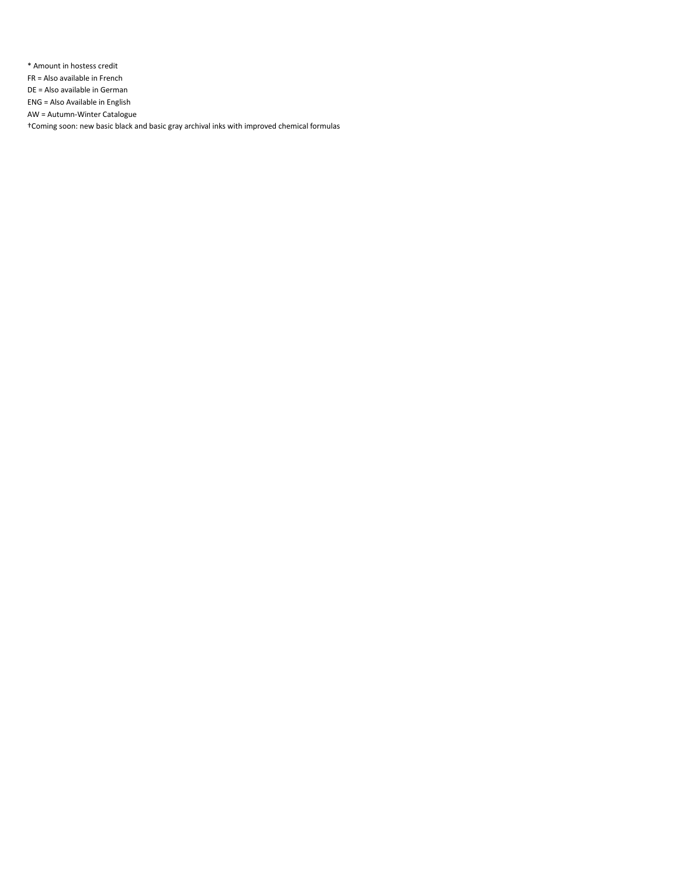* Amount in hostess credit

FR = Also available in French

DE = Also available in German

ENG = Also Available in English

AW = Autumn-Winter Catalogue

†Coming soon: new basic black and basic gray archival inks with improved chemical formulas